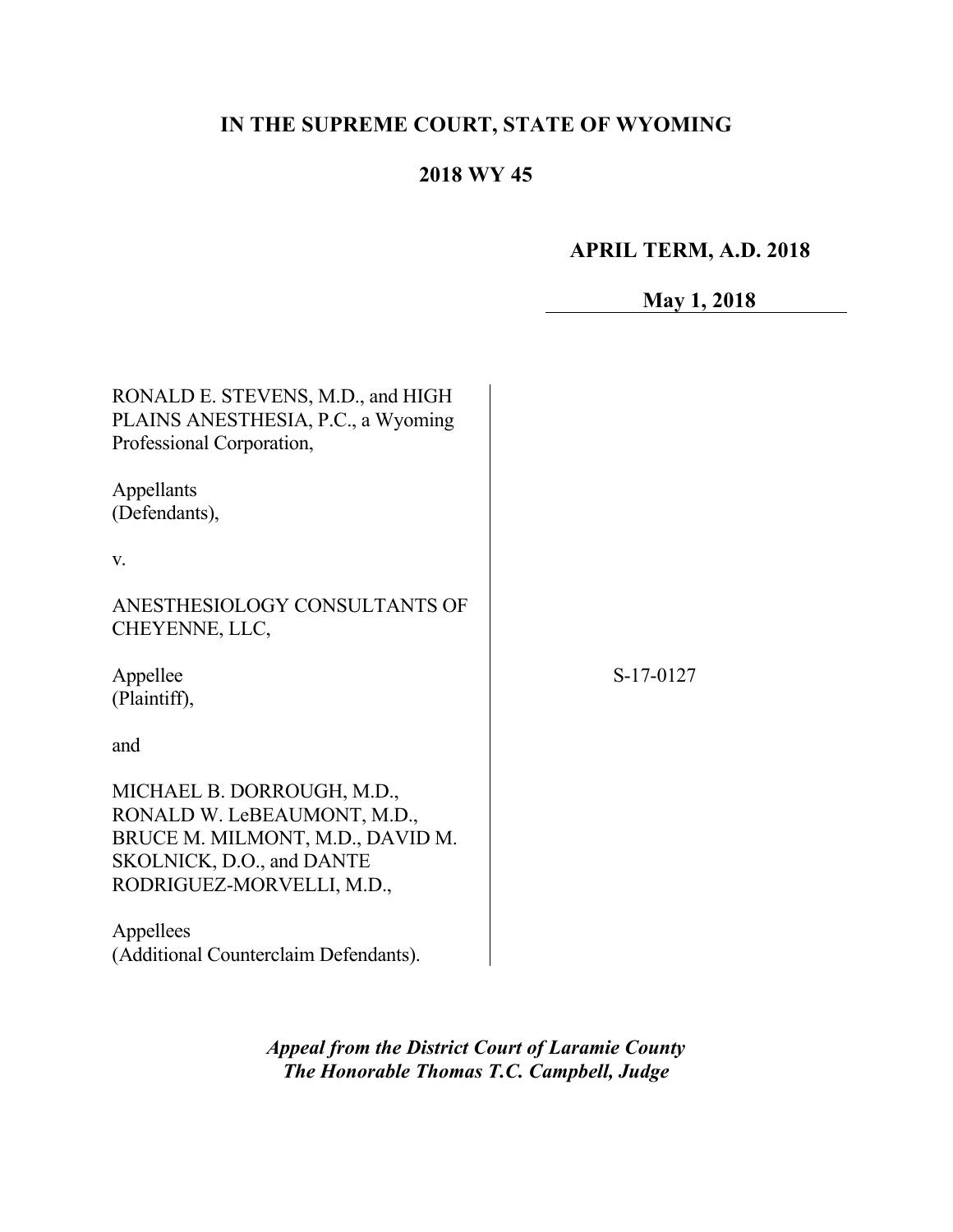**IN THE SUPREME COURT, STATE OF WYOMING**

**2018 WY 45**

**APRIL TERM, A.D. 2018**

**May 1, 2018**

RONALD E. STEVENS, M.D., and HIGH PLAINS ANESTHESIA, P.C., a Wyoming Professional Corporation,

Appellants
(Defendants),

v.

ANESTHESIOLOGY CONSULTANTS OF CHEYENNE, LLC,

Appellee
(Plaintiff),

and

MICHAEL B. DORROUGH, M.D., RONALD W. LeBEAUMONT, M.D., BRUCE M. MILMONT, M.D., DAVID M. SKOLNICK, D.O., and DANTE RODRIGUEZ-MORVELLI, M.D.,

Appellees
(Additional Counterclaim Defendants).

S-17-0127

***Appeal from the District Court of Laramie County***
***The Honorable Thomas T.C. Campbell, Judge***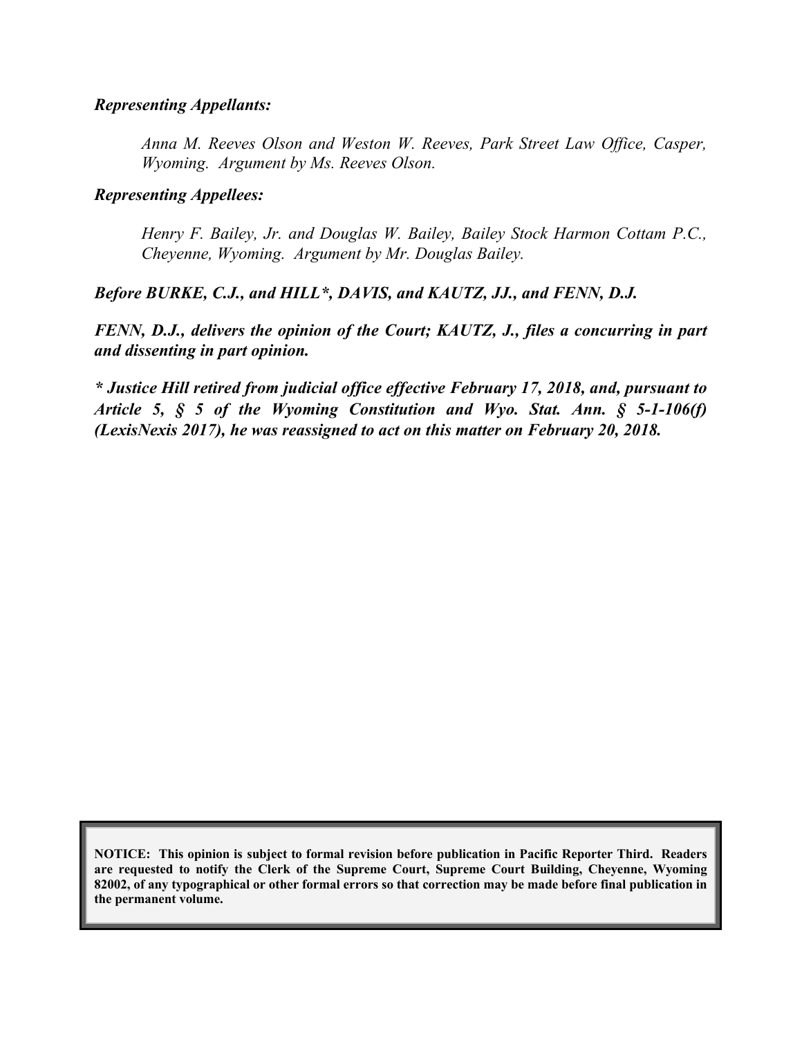***Representing Appellants:***

> *Anna M. Reeves Olson and Weston W. Reeves, Park Street Law Office, Casper, Wyoming. Argument by Ms. Reeves Olson.*

***Representing Appellees:***

> *Henry F. Bailey, Jr. and Douglas W. Bailey, Bailey Stock Harmon Cottam P.C., Cheyenne, Wyoming. Argument by Mr. Douglas Bailey.*

***Before BURKE, C.J., and HILL\*, DAVIS, and KAUTZ, JJ., and FENN, D.J.***

***FENN, D.J., delivers the opinion of the Court; KAUTZ, J., files a concurring in part and dissenting in part opinion.***

***\* Justice Hill retired from judicial office effective February 17, 2018, and, pursuant to Article 5, § 5 of the Wyoming Constitution and Wyo. Stat. Ann. § 5-1-106(f) (LexisNexis 2017), he was reassigned to act on this matter on February 20, 2018.***

**NOTICE: This opinion is subject to formal revision before publication in Pacific Reporter Third. Readers are requested to notify the Clerk of the Supreme Court, Supreme Court Building, Cheyenne, Wyoming 82002, of any typographical or other formal errors so that correction may be made before final publication in the permanent volume.**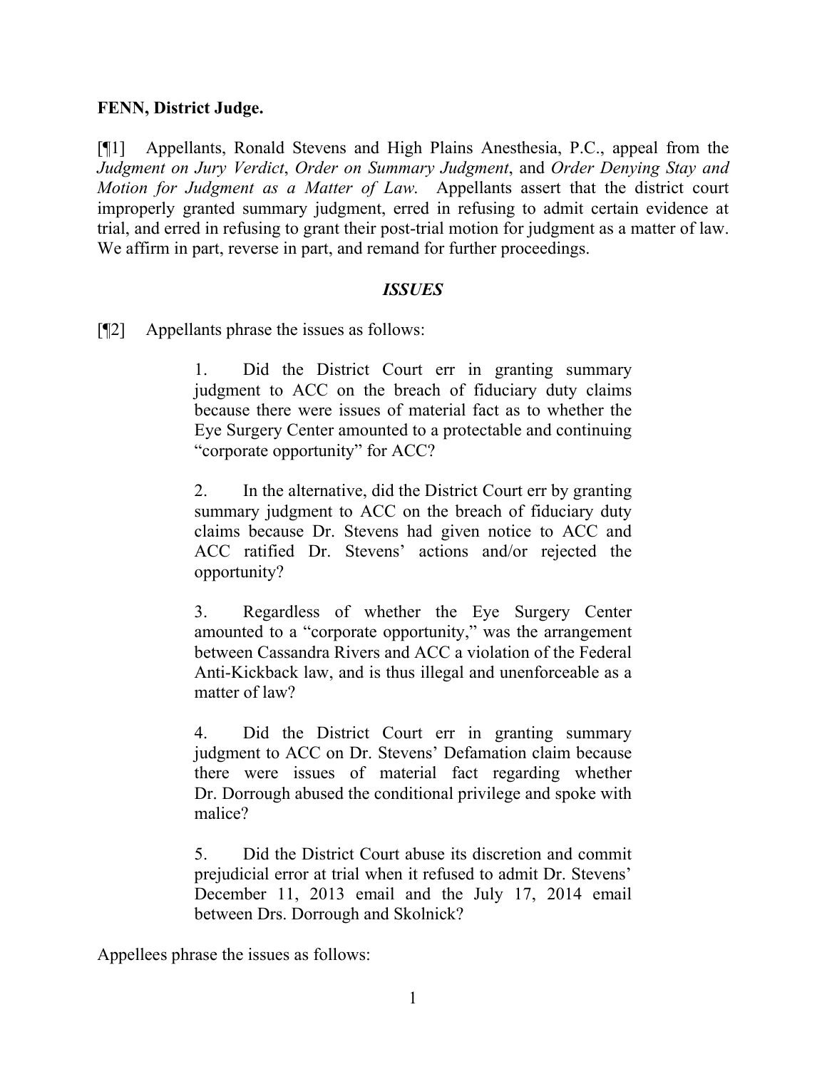**FENN, District Judge.**

[¶1] Appellants, Ronald Stevens and High Plains Anesthesia, P.C., appeal from the *Judgment on Jury Verdict*, *Order on Summary Judgment*, and *Order Denying Stay and Motion for Judgment as a Matter of Law*. Appellants assert that the district court improperly granted summary judgment, erred in refusing to admit certain evidence at trial, and erred in refusing to grant their post-trial motion for judgment as a matter of law. We affirm in part, reverse in part, and remand for further proceedings.

### *ISSUES*

[¶2] Appellants phrase the issues as follows:

> 1. Did the District Court err in granting summary judgment to ACC on the breach of fiduciary duty claims because there were issues of material fact as to whether the Eye Surgery Center amounted to a protectable and continuing "corporate opportunity" for ACC?
>
> 2. In the alternative, did the District Court err by granting summary judgment to ACC on the breach of fiduciary duty claims because Dr. Stevens had given notice to ACC and ACC ratified Dr. Stevens' actions and/or rejected the opportunity?
>
> 3. Regardless of whether the Eye Surgery Center amounted to a "corporate opportunity," was the arrangement between Cassandra Rivers and ACC a violation of the Federal Anti-Kickback law, and is thus illegal and unenforceable as a matter of law?
>
> 4. Did the District Court err in granting summary judgment to ACC on Dr. Stevens' Defamation claim because there were issues of material fact regarding whether Dr. Dorrough abused the conditional privilege and spoke with malice?
>
> 5. Did the District Court abuse its discretion and commit prejudicial error at trial when it refused to admit Dr. Stevens' December 11, 2013 email and the July 17, 2014 email between Drs. Dorrough and Skolnick?

Appellees phrase the issues as follows: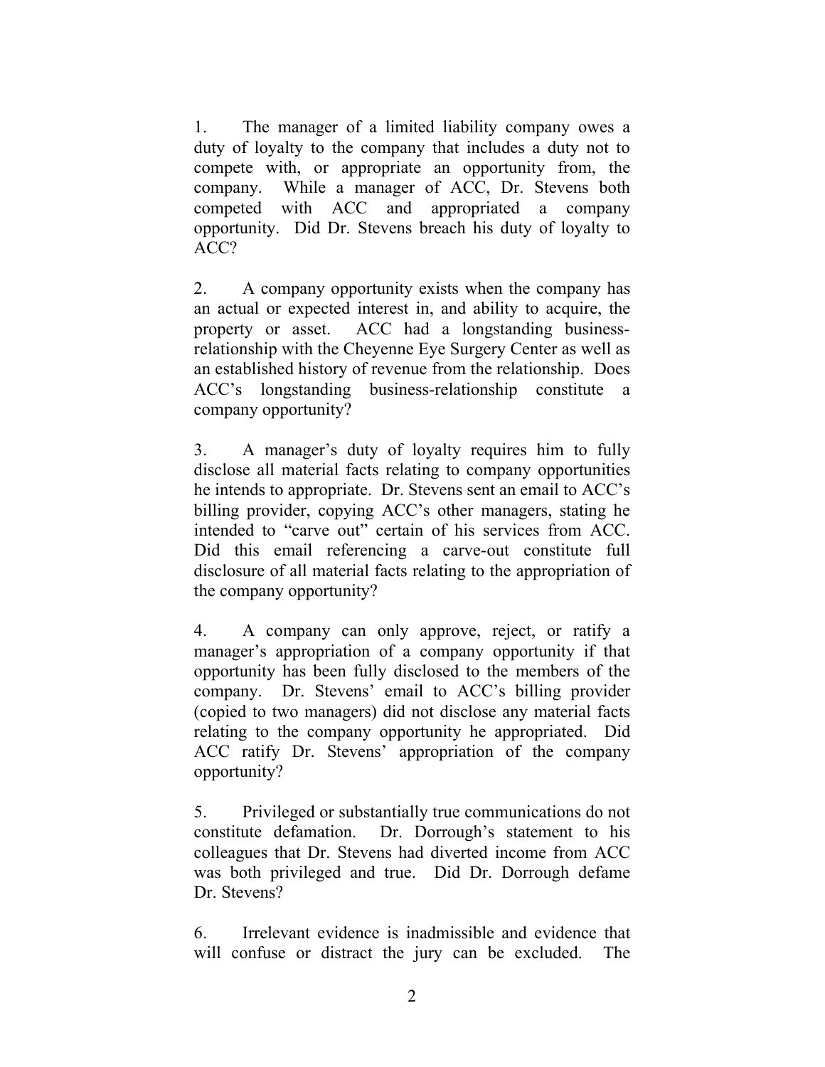1. The manager of a limited liability company owes a duty of loyalty to the company that includes a duty not to compete with, or appropriate an opportunity from, the company. While a manager of ACC, Dr. Stevens both competed with ACC and appropriated a company opportunity. Did Dr. Stevens breach his duty of loyalty to ACC?

2. A company opportunity exists when the company has an actual or expected interest in, and ability to acquire, the property or asset. ACC had a longstanding business-relationship with the Cheyenne Eye Surgery Center as well as an established history of revenue from the relationship. Does ACC's longstanding business-relationship constitute a company opportunity?

3. A manager's duty of loyalty requires him to fully disclose all material facts relating to company opportunities he intends to appropriate. Dr. Stevens sent an email to ACC's billing provider, copying ACC's other managers, stating he intended to "carve out" certain of his services from ACC. Did this email referencing a carve-out constitute full disclosure of all material facts relating to the appropriation of the company opportunity?

4. A company can only approve, reject, or ratify a manager's appropriation of a company opportunity if that opportunity has been fully disclosed to the members of the company. Dr. Stevens' email to ACC's billing provider (copied to two managers) did not disclose any material facts relating to the company opportunity he appropriated. Did ACC ratify Dr. Stevens' appropriation of the company opportunity?

5. Privileged or substantially true communications do not constitute defamation. Dr. Dorrough's statement to his colleagues that Dr. Stevens had diverted income from ACC was both privileged and true. Did Dr. Dorrough defame Dr. Stevens?

6. Irrelevant evidence is inadmissible and evidence that will confuse or distract the jury can be excluded. The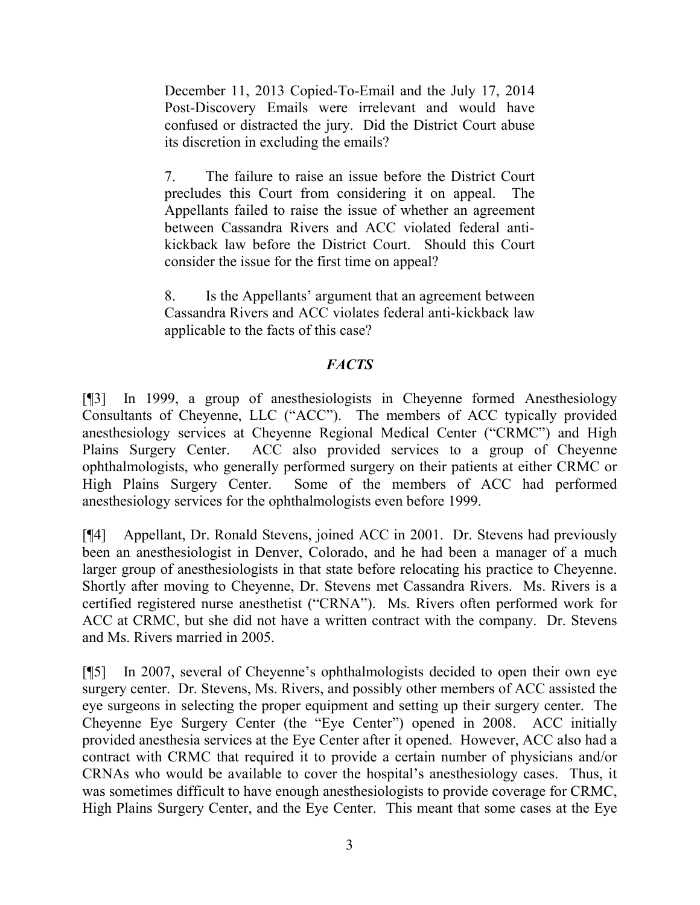December 11, 2013 Copied-To-Email and the July 17, 2014 Post-Discovery Emails were irrelevant and would have confused or distracted the jury. Did the District Court abuse its discretion in excluding the emails?

7. The failure to raise an issue before the District Court precludes this Court from considering it on appeal. The Appellants failed to raise the issue of whether an agreement between Cassandra Rivers and ACC violated federal anti-kickback law before the District Court. Should this Court consider the issue for the first time on appeal?

8. Is the Appellants' argument that an agreement between Cassandra Rivers and ACC violates federal anti-kickback law applicable to the facts of this case?

## *FACTS*

[¶3] In 1999, a group of anesthesiologists in Cheyenne formed Anesthesiology Consultants of Cheyenne, LLC ("ACC"). The members of ACC typically provided anesthesiology services at Cheyenne Regional Medical Center ("CRMC") and High Plains Surgery Center. ACC also provided services to a group of Cheyenne ophthalmologists, who generally performed surgery on their patients at either CRMC or High Plains Surgery Center. Some of the members of ACC had performed anesthesiology services for the ophthalmologists even before 1999.

[¶4] Appellant, Dr. Ronald Stevens, joined ACC in 2001. Dr. Stevens had previously been an anesthesiologist in Denver, Colorado, and he had been a manager of a much larger group of anesthesiologists in that state before relocating his practice to Cheyenne. Shortly after moving to Cheyenne, Dr. Stevens met Cassandra Rivers. Ms. Rivers is a certified registered nurse anesthetist ("CRNA"). Ms. Rivers often performed work for ACC at CRMC, but she did not have a written contract with the company. Dr. Stevens and Ms. Rivers married in 2005.

[¶5] In 2007, several of Cheyenne's ophthalmologists decided to open their own eye surgery center. Dr. Stevens, Ms. Rivers, and possibly other members of ACC assisted the eye surgeons in selecting the proper equipment and setting up their surgery center. The Cheyenne Eye Surgery Center (the "Eye Center") opened in 2008. ACC initially provided anesthesia services at the Eye Center after it opened. However, ACC also had a contract with CRMC that required it to provide a certain number of physicians and/or CRNAs who would be available to cover the hospital's anesthesiology cases. Thus, it was sometimes difficult to have enough anesthesiologists to provide coverage for CRMC, High Plains Surgery Center, and the Eye Center. This meant that some cases at the Eye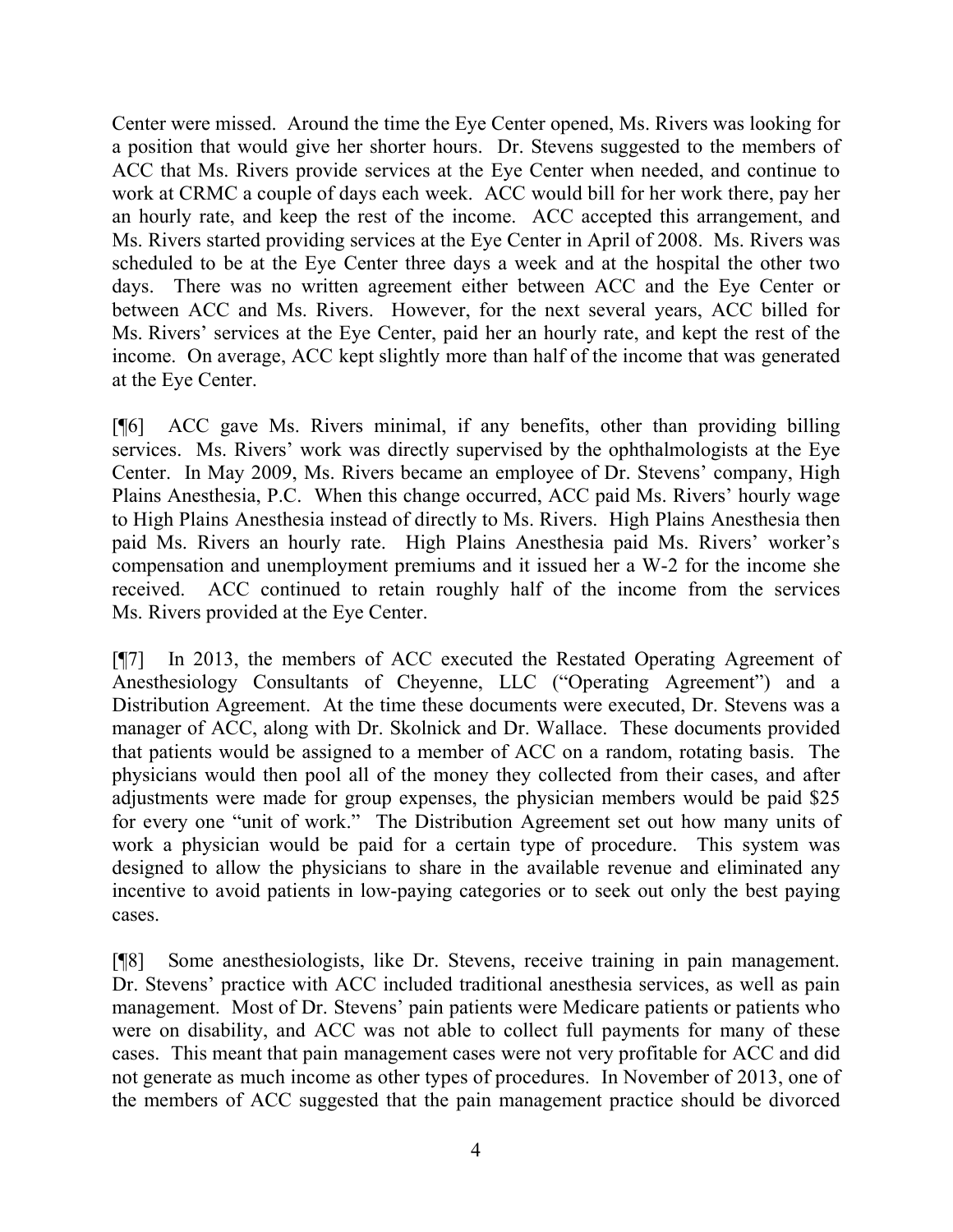Center were missed. Around the time the Eye Center opened, Ms. Rivers was looking for a position that would give her shorter hours. Dr. Stevens suggested to the members of ACC that Ms. Rivers provide services at the Eye Center when needed, and continue to work at CRMC a couple of days each week. ACC would bill for her work there, pay her an hourly rate, and keep the rest of the income. ACC accepted this arrangement, and Ms. Rivers started providing services at the Eye Center in April of 2008. Ms. Rivers was scheduled to be at the Eye Center three days a week and at the hospital the other two days. There was no written agreement either between ACC and the Eye Center or between ACC and Ms. Rivers. However, for the next several years, ACC billed for Ms. Rivers' services at the Eye Center, paid her an hourly rate, and kept the rest of the income. On average, ACC kept slightly more than half of the income that was generated at the Eye Center.

[¶6] ACC gave Ms. Rivers minimal, if any benefits, other than providing billing services. Ms. Rivers' work was directly supervised by the ophthalmologists at the Eye Center. In May 2009, Ms. Rivers became an employee of Dr. Stevens' company, High Plains Anesthesia, P.C. When this change occurred, ACC paid Ms. Rivers' hourly wage to High Plains Anesthesia instead of directly to Ms. Rivers. High Plains Anesthesia then paid Ms. Rivers an hourly rate. High Plains Anesthesia paid Ms. Rivers' worker's compensation and unemployment premiums and it issued her a W-2 for the income she received. ACC continued to retain roughly half of the income from the services Ms. Rivers provided at the Eye Center.

[¶7] In 2013, the members of ACC executed the Restated Operating Agreement of Anesthesiology Consultants of Cheyenne, LLC ("Operating Agreement") and a Distribution Agreement. At the time these documents were executed, Dr. Stevens was a manager of ACC, along with Dr. Skolnick and Dr. Wallace. These documents provided that patients would be assigned to a member of ACC on a random, rotating basis. The physicians would then pool all of the money they collected from their cases, and after adjustments were made for group expenses, the physician members would be paid $25 for every one "unit of work." The Distribution Agreement set out how many units of work a physician would be paid for a certain type of procedure. This system was designed to allow the physicians to share in the available revenue and eliminated any incentive to avoid patients in low-paying categories or to seek out only the best paying cases.

[¶8] Some anesthesiologists, like Dr. Stevens, receive training in pain management. Dr. Stevens' practice with ACC included traditional anesthesia services, as well as pain management. Most of Dr. Stevens' pain patients were Medicare patients or patients who were on disability, and ACC was not able to collect full payments for many of these cases. This meant that pain management cases were not very profitable for ACC and did not generate as much income as other types of procedures. In November of 2013, one of the members of ACC suggested that the pain management practice should be divorced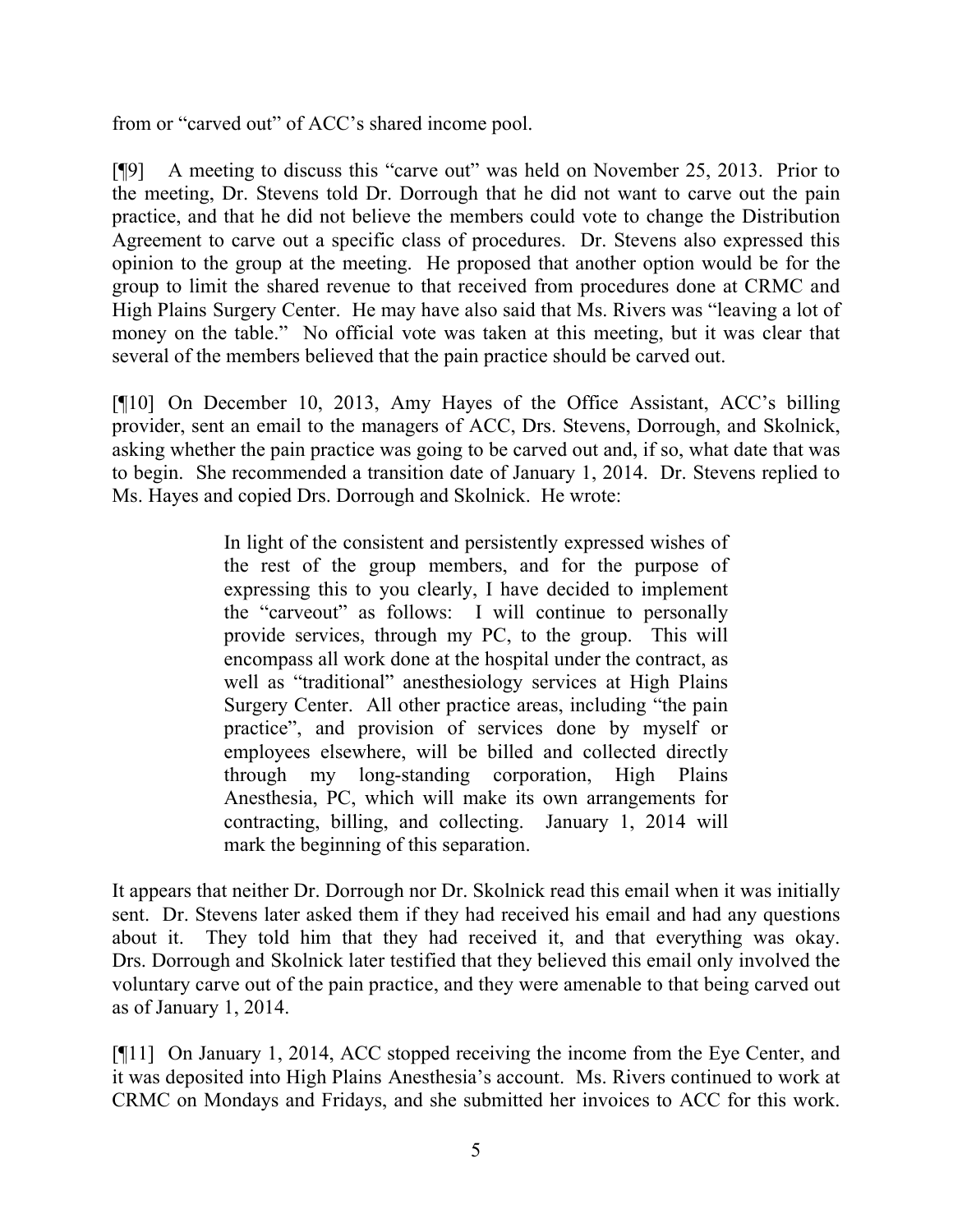from or "carved out" of ACC's shared income pool.

[¶9] A meeting to discuss this "carve out" was held on November 25, 2013. Prior to the meeting, Dr. Stevens told Dr. Dorrough that he did not want to carve out the pain practice, and that he did not believe the members could vote to change the Distribution Agreement to carve out a specific class of procedures. Dr. Stevens also expressed this opinion to the group at the meeting. He proposed that another option would be for the group to limit the shared revenue to that received from procedures done at CRMC and High Plains Surgery Center. He may have also said that Ms. Rivers was "leaving a lot of money on the table." No official vote was taken at this meeting, but it was clear that several of the members believed that the pain practice should be carved out.

[¶10] On December 10, 2013, Amy Hayes of the Office Assistant, ACC's billing provider, sent an email to the managers of ACC, Drs. Stevens, Dorrough, and Skolnick, asking whether the pain practice was going to be carved out and, if so, what date that was to begin. She recommended a transition date of January 1, 2014. Dr. Stevens replied to Ms. Hayes and copied Drs. Dorrough and Skolnick. He wrote:

> In light of the consistent and persistently expressed wishes of the rest of the group members, and for the purpose of expressing this to you clearly, I have decided to implement the "carveout" as follows: I will continue to personally provide services, through my PC, to the group. This will encompass all work done at the hospital under the contract, as well as "traditional" anesthesiology services at High Plains Surgery Center. All other practice areas, including "the pain practice", and provision of services done by myself or employees elsewhere, will be billed and collected directly through my long-standing corporation, High Plains Anesthesia, PC, which will make its own arrangements for contracting, billing, and collecting. January 1, 2014 will mark the beginning of this separation.

It appears that neither Dr. Dorrough nor Dr. Skolnick read this email when it was initially sent. Dr. Stevens later asked them if they had received his email and had any questions about it. They told him that they had received it, and that everything was okay. Drs. Dorrough and Skolnick later testified that they believed this email only involved the voluntary carve out of the pain practice, and they were amenable to that being carved out as of January 1, 2014.

[¶11] On January 1, 2014, ACC stopped receiving the income from the Eye Center, and it was deposited into High Plains Anesthesia's account. Ms. Rivers continued to work at CRMC on Mondays and Fridays, and she submitted her invoices to ACC for this work.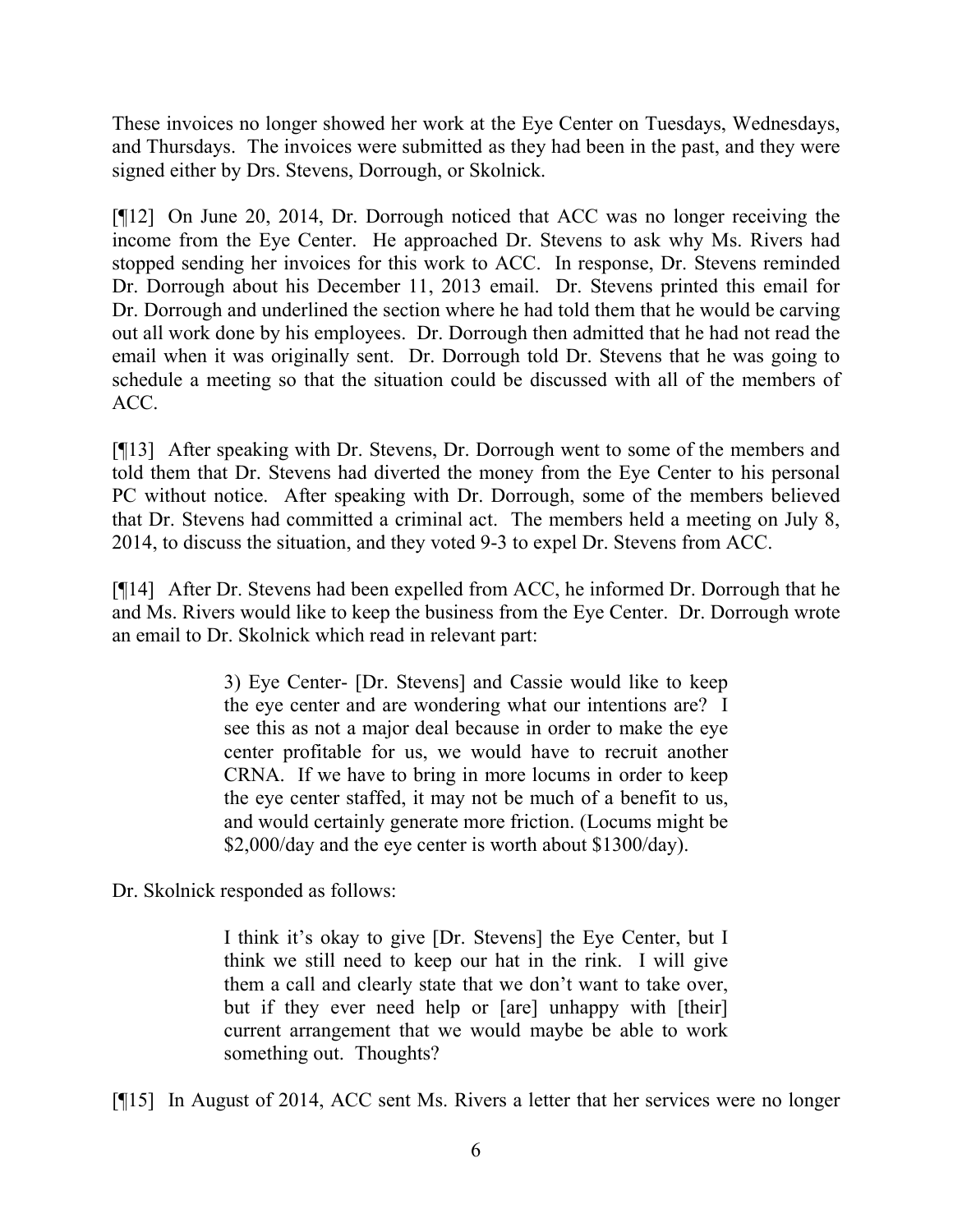These invoices no longer showed her work at the Eye Center on Tuesdays, Wednesdays, and Thursdays. The invoices were submitted as they had been in the past, and they were signed either by Drs. Stevens, Dorrough, or Skolnick.

[¶12] On June 20, 2014, Dr. Dorrough noticed that ACC was no longer receiving the income from the Eye Center. He approached Dr. Stevens to ask why Ms. Rivers had stopped sending her invoices for this work to ACC. In response, Dr. Stevens reminded Dr. Dorrough about his December 11, 2013 email. Dr. Stevens printed this email for Dr. Dorrough and underlined the section where he had told them that he would be carving out all work done by his employees. Dr. Dorrough then admitted that he had not read the email when it was originally sent. Dr. Dorrough told Dr. Stevens that he was going to schedule a meeting so that the situation could be discussed with all of the members of ACC.

[¶13] After speaking with Dr. Stevens, Dr. Dorrough went to some of the members and told them that Dr. Stevens had diverted the money from the Eye Center to his personal PC without notice. After speaking with Dr. Dorrough, some of the members believed that Dr. Stevens had committed a criminal act. The members held a meeting on July 8, 2014, to discuss the situation, and they voted 9-3 to expel Dr. Stevens from ACC.

[¶14] After Dr. Stevens had been expelled from ACC, he informed Dr. Dorrough that he and Ms. Rivers would like to keep the business from the Eye Center. Dr. Dorrough wrote an email to Dr. Skolnick which read in relevant part:

> 3) Eye Center- [Dr. Stevens] and Cassie would like to keep the eye center and are wondering what our intentions are? I see this as not a major deal because in order to make the eye center profitable for us, we would have to recruit another CRNA. If we have to bring in more locums in order to keep the eye center staffed, it may not be much of a benefit to us, and would certainly generate more friction. (Locums might be $2,000/day and the eye center is worth about $1300/day).

Dr. Skolnick responded as follows:

> I think it's okay to give [Dr. Stevens] the Eye Center, but I think we still need to keep our hat in the rink. I will give them a call and clearly state that we don't want to take over, but if they ever need help or [are] unhappy with [their] current arrangement that we would maybe be able to work something out. Thoughts?

[¶15] In August of 2014, ACC sent Ms. Rivers a letter that her services were no longer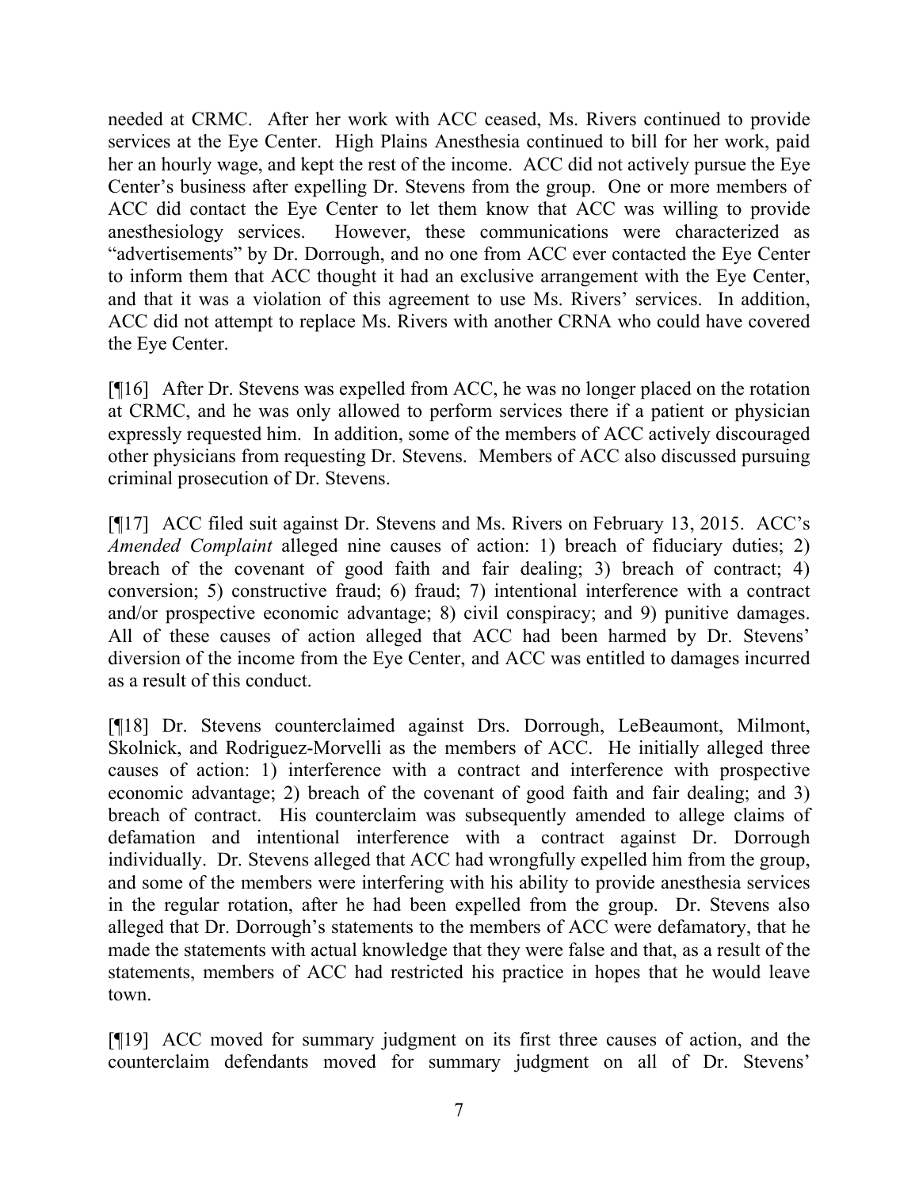needed at CRMC. After her work with ACC ceased, Ms. Rivers continued to provide services at the Eye Center. High Plains Anesthesia continued to bill for her work, paid her an hourly wage, and kept the rest of the income. ACC did not actively pursue the Eye Center's business after expelling Dr. Stevens from the group. One or more members of ACC did contact the Eye Center to let them know that ACC was willing to provide anesthesiology services. However, these communications were characterized as "advertisements" by Dr. Dorrough, and no one from ACC ever contacted the Eye Center to inform them that ACC thought it had an exclusive arrangement with the Eye Center, and that it was a violation of this agreement to use Ms. Rivers' services. In addition, ACC did not attempt to replace Ms. Rivers with another CRNA who could have covered the Eye Center.

[¶16] After Dr. Stevens was expelled from ACC, he was no longer placed on the rotation at CRMC, and he was only allowed to perform services there if a patient or physician expressly requested him. In addition, some of the members of ACC actively discouraged other physicians from requesting Dr. Stevens. Members of ACC also discussed pursuing criminal prosecution of Dr. Stevens.

[¶17] ACC filed suit against Dr. Stevens and Ms. Rivers on February 13, 2015. ACC's *Amended Complaint* alleged nine causes of action: 1) breach of fiduciary duties; 2) breach of the covenant of good faith and fair dealing; 3) breach of contract; 4) conversion; 5) constructive fraud; 6) fraud; 7) intentional interference with a contract and/or prospective economic advantage; 8) civil conspiracy; and 9) punitive damages. All of these causes of action alleged that ACC had been harmed by Dr. Stevens' diversion of the income from the Eye Center, and ACC was entitled to damages incurred as a result of this conduct.

[¶18] Dr. Stevens counterclaimed against Drs. Dorrough, LeBeaumont, Milmont, Skolnick, and Rodriguez-Morvelli as the members of ACC. He initially alleged three causes of action: 1) interference with a contract and interference with prospective economic advantage; 2) breach of the covenant of good faith and fair dealing; and 3) breach of contract. His counterclaim was subsequently amended to allege claims of defamation and intentional interference with a contract against Dr. Dorrough individually. Dr. Stevens alleged that ACC had wrongfully expelled him from the group, and some of the members were interfering with his ability to provide anesthesia services in the regular rotation, after he had been expelled from the group. Dr. Stevens also alleged that Dr. Dorrough's statements to the members of ACC were defamatory, that he made the statements with actual knowledge that they were false and that, as a result of the statements, members of ACC had restricted his practice in hopes that he would leave town.

[¶19] ACC moved for summary judgment on its first three causes of action, and the counterclaim defendants moved for summary judgment on all of Dr. Stevens'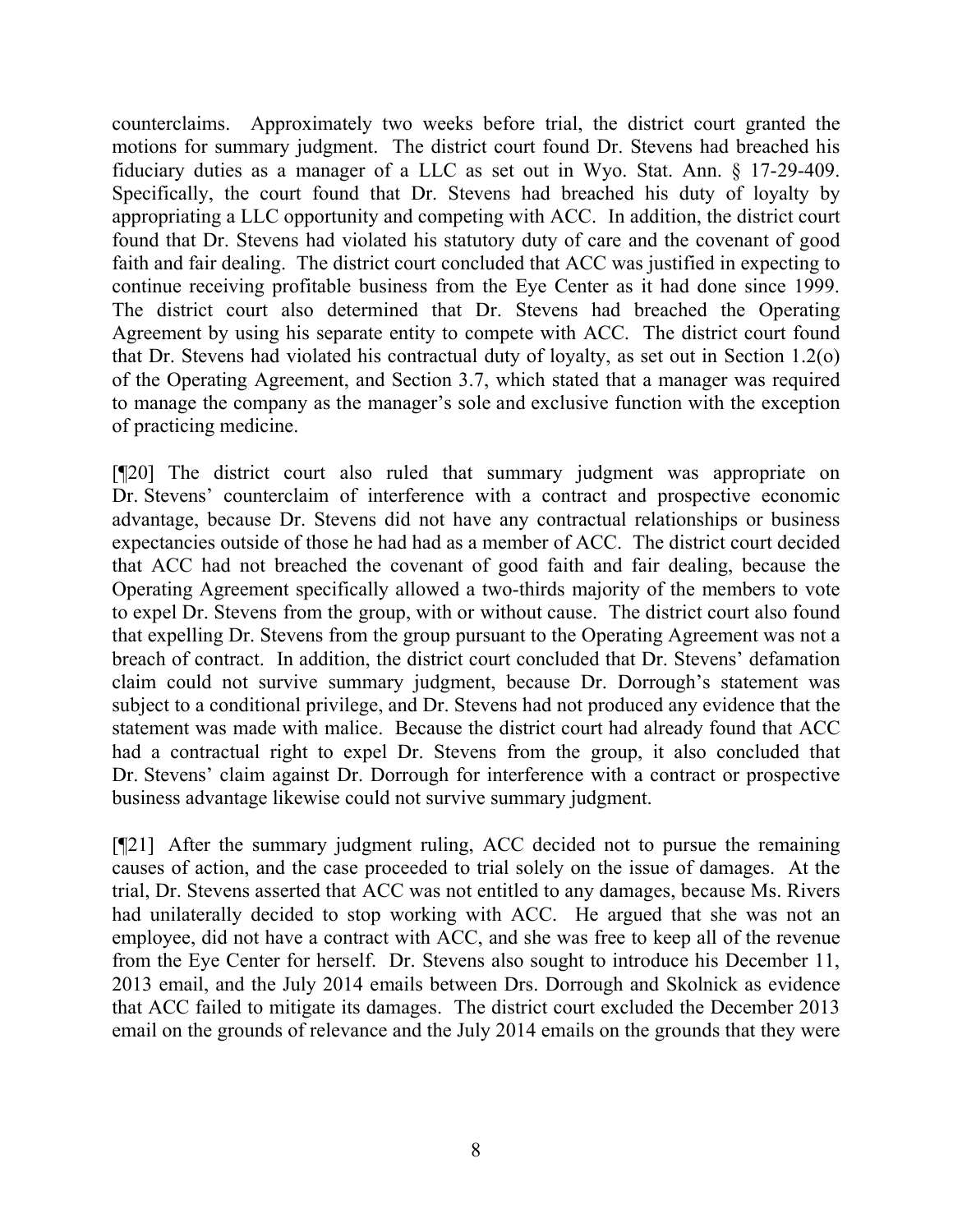counterclaims. Approximately two weeks before trial, the district court granted the motions for summary judgment. The district court found Dr. Stevens had breached his fiduciary duties as a manager of a LLC as set out in Wyo. Stat. Ann. § 17-29-409. Specifically, the court found that Dr. Stevens had breached his duty of loyalty by appropriating a LLC opportunity and competing with ACC. In addition, the district court found that Dr. Stevens had violated his statutory duty of care and the covenant of good faith and fair dealing. The district court concluded that ACC was justified in expecting to continue receiving profitable business from the Eye Center as it had done since 1999. The district court also determined that Dr. Stevens had breached the Operating Agreement by using his separate entity to compete with ACC. The district court found that Dr. Stevens had violated his contractual duty of loyalty, as set out in Section 1.2(o) of the Operating Agreement, and Section 3.7, which stated that a manager was required to manage the company as the manager's sole and exclusive function with the exception of practicing medicine.

[¶20] The district court also ruled that summary judgment was appropriate on Dr. Stevens' counterclaim of interference with a contract and prospective economic advantage, because Dr. Stevens did not have any contractual relationships or business expectancies outside of those he had had as a member of ACC. The district court decided that ACC had not breached the covenant of good faith and fair dealing, because the Operating Agreement specifically allowed a two-thirds majority of the members to vote to expel Dr. Stevens from the group, with or without cause. The district court also found that expelling Dr. Stevens from the group pursuant to the Operating Agreement was not a breach of contract. In addition, the district court concluded that Dr. Stevens' defamation claim could not survive summary judgment, because Dr. Dorrough's statement was subject to a conditional privilege, and Dr. Stevens had not produced any evidence that the statement was made with malice. Because the district court had already found that ACC had a contractual right to expel Dr. Stevens from the group, it also concluded that Dr. Stevens' claim against Dr. Dorrough for interference with a contract or prospective business advantage likewise could not survive summary judgment.

[¶21] After the summary judgment ruling, ACC decided not to pursue the remaining causes of action, and the case proceeded to trial solely on the issue of damages. At the trial, Dr. Stevens asserted that ACC was not entitled to any damages, because Ms. Rivers had unilaterally decided to stop working with ACC. He argued that she was not an employee, did not have a contract with ACC, and she was free to keep all of the revenue from the Eye Center for herself. Dr. Stevens also sought to introduce his December 11, 2013 email, and the July 2014 emails between Drs. Dorrough and Skolnick as evidence that ACC failed to mitigate its damages. The district court excluded the December 2013 email on the grounds of relevance and the July 2014 emails on the grounds that they were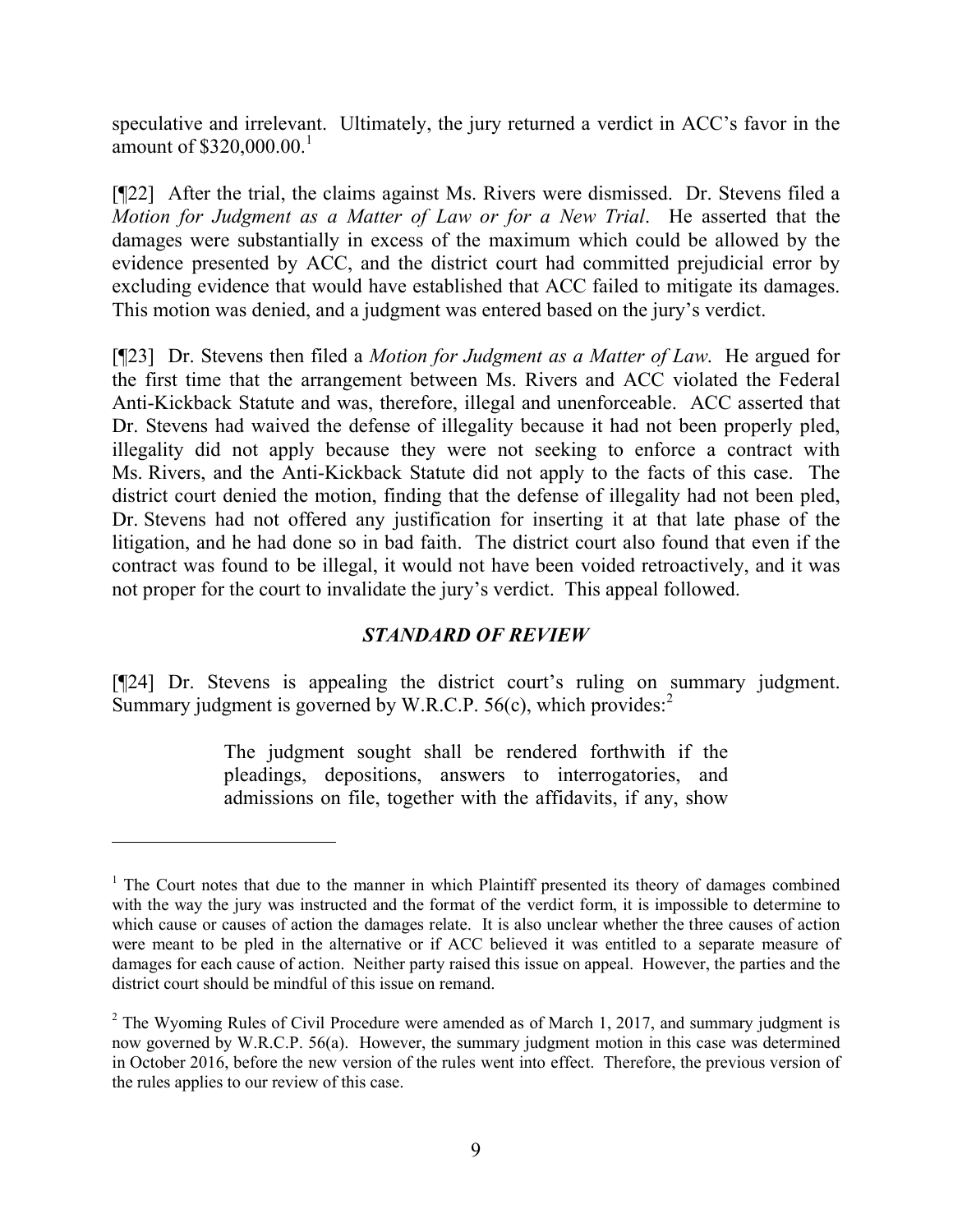speculative and irrelevant. Ultimately, the jury returned a verdict in ACC's favor in the amount of $320,000.00.[1]

[¶22] After the trial, the claims against Ms. Rivers were dismissed. Dr. Stevens filed a *Motion for Judgment as a Matter of Law or for a New Trial*. He asserted that the damages were substantially in excess of the maximum which could be allowed by the evidence presented by ACC, and the district court had committed prejudicial error by excluding evidence that would have established that ACC failed to mitigate its damages. This motion was denied, and a judgment was entered based on the jury's verdict.

[¶23] Dr. Stevens then filed a *Motion for Judgment as a Matter of Law*. He argued for the first time that the arrangement between Ms. Rivers and ACC violated the Federal Anti-Kickback Statute and was, therefore, illegal and unenforceable. ACC asserted that Dr. Stevens had waived the defense of illegality because it had not been properly pled, illegality did not apply because they were not seeking to enforce a contract with Ms. Rivers, and the Anti-Kickback Statute did not apply to the facts of this case. The district court denied the motion, finding that the defense of illegality had not been pled, Dr. Stevens had not offered any justification for inserting it at that late phase of the litigation, and he had done so in bad faith. The district court also found that even if the contract was found to be illegal, it would not have been voided retroactively, and it was not proper for the court to invalidate the jury's verdict. This appeal followed.

## *STANDARD OF REVIEW*

[¶24] Dr. Stevens is appealing the district court's ruling on summary judgment. Summary judgment is governed by W.R.C.P. 56(c), which provides:[2]

> The judgment sought shall be rendered forthwith if the pleadings, depositions, answers to interrogatories, and admissions on file, together with the affidavits, if any, show

---

[1] The Court notes that due to the manner in which Plaintiff presented its theory of damages combined with the way the jury was instructed and the format of the verdict form, it is impossible to determine to which cause or causes of action the damages relate. It is also unclear whether the three causes of action were meant to be pled in the alternative or if ACC believed it was entitled to a separate measure of damages for each cause of action. Neither party raised this issue on appeal. However, the parties and the district court should be mindful of this issue on remand.

[2] The Wyoming Rules of Civil Procedure were amended as of March 1, 2017, and summary judgment is now governed by W.R.C.P. 56(a). However, the summary judgment motion in this case was determined in October 2016, before the new version of the rules went into effect. Therefore, the previous version of the rules applies to our review of this case.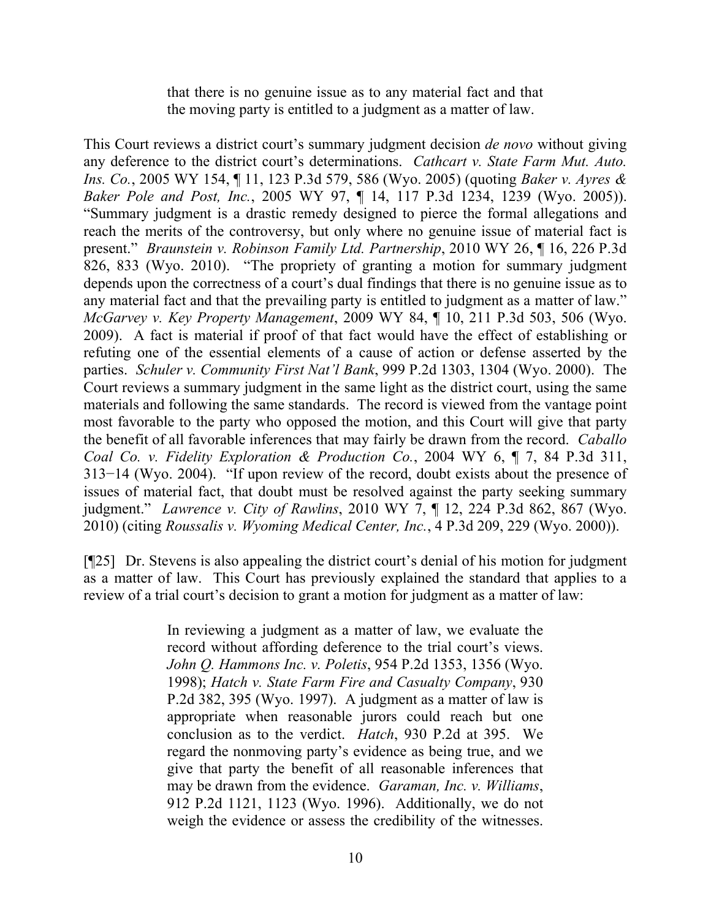> that there is no genuine issue as to any material fact and that the moving party is entitled to a judgment as a matter of law.

This Court reviews a district court's summary judgment decision *de novo* without giving any deference to the district court's determinations. *Cathcart v. State Farm Mut. Auto. Ins. Co.*, 2005 WY 154, ¶ 11, 123 P.3d 579, 586 (Wyo. 2005) (quoting *Baker v. Ayres & Baker Pole and Post, Inc.*, 2005 WY 97, ¶ 14, 117 P.3d 1234, 1239 (Wyo. 2005)). "Summary judgment is a drastic remedy designed to pierce the formal allegations and reach the merits of the controversy, but only where no genuine issue of material fact is present." *Braunstein v. Robinson Family Ltd. Partnership*, 2010 WY 26, ¶ 16, 226 P.3d 826, 833 (Wyo. 2010). "The propriety of granting a motion for summary judgment depends upon the correctness of a court's dual findings that there is no genuine issue as to any material fact and that the prevailing party is entitled to judgment as a matter of law." *McGarvey v. Key Property Management*, 2009 WY 84, ¶ 10, 211 P.3d 503, 506 (Wyo. 2009). A fact is material if proof of that fact would have the effect of establishing or refuting one of the essential elements of a cause of action or defense asserted by the parties. *Schuler v. Community First Nat'l Bank*, 999 P.2d 1303, 1304 (Wyo. 2000). The Court reviews a summary judgment in the same light as the district court, using the same materials and following the same standards. The record is viewed from the vantage point most favorable to the party who opposed the motion, and this Court will give that party the benefit of all favorable inferences that may fairly be drawn from the record. *Caballo Coal Co. v. Fidelity Exploration & Production Co.*, 2004 WY 6, ¶ 7, 84 P.3d 311, 313−14 (Wyo. 2004). "If upon review of the record, doubt exists about the presence of issues of material fact, that doubt must be resolved against the party seeking summary judgment." *Lawrence v. City of Rawlins*, 2010 WY 7, ¶ 12, 224 P.3d 862, 867 (Wyo. 2010) (citing *Roussalis v. Wyoming Medical Center, Inc.*, 4 P.3d 209, 229 (Wyo. 2000)).

[¶25] Dr. Stevens is also appealing the district court's denial of his motion for judgment as a matter of law. This Court has previously explained the standard that applies to a review of a trial court's decision to grant a motion for judgment as a matter of law:

> In reviewing a judgment as a matter of law, we evaluate the record without affording deference to the trial court's views. *John Q. Hammons Inc. v. Poletis*, 954 P.2d 1353, 1356 (Wyo. 1998); *Hatch v. State Farm Fire and Casualty Company*, 930 P.2d 382, 395 (Wyo. 1997). A judgment as a matter of law is appropriate when reasonable jurors could reach but one conclusion as to the verdict. *Hatch*, 930 P.2d at 395. We regard the nonmoving party's evidence as being true, and we give that party the benefit of all reasonable inferences that may be drawn from the evidence. *Garaman, Inc. v. Williams*, 912 P.2d 1121, 1123 (Wyo. 1996). Additionally, we do not weigh the evidence or assess the credibility of the witnesses.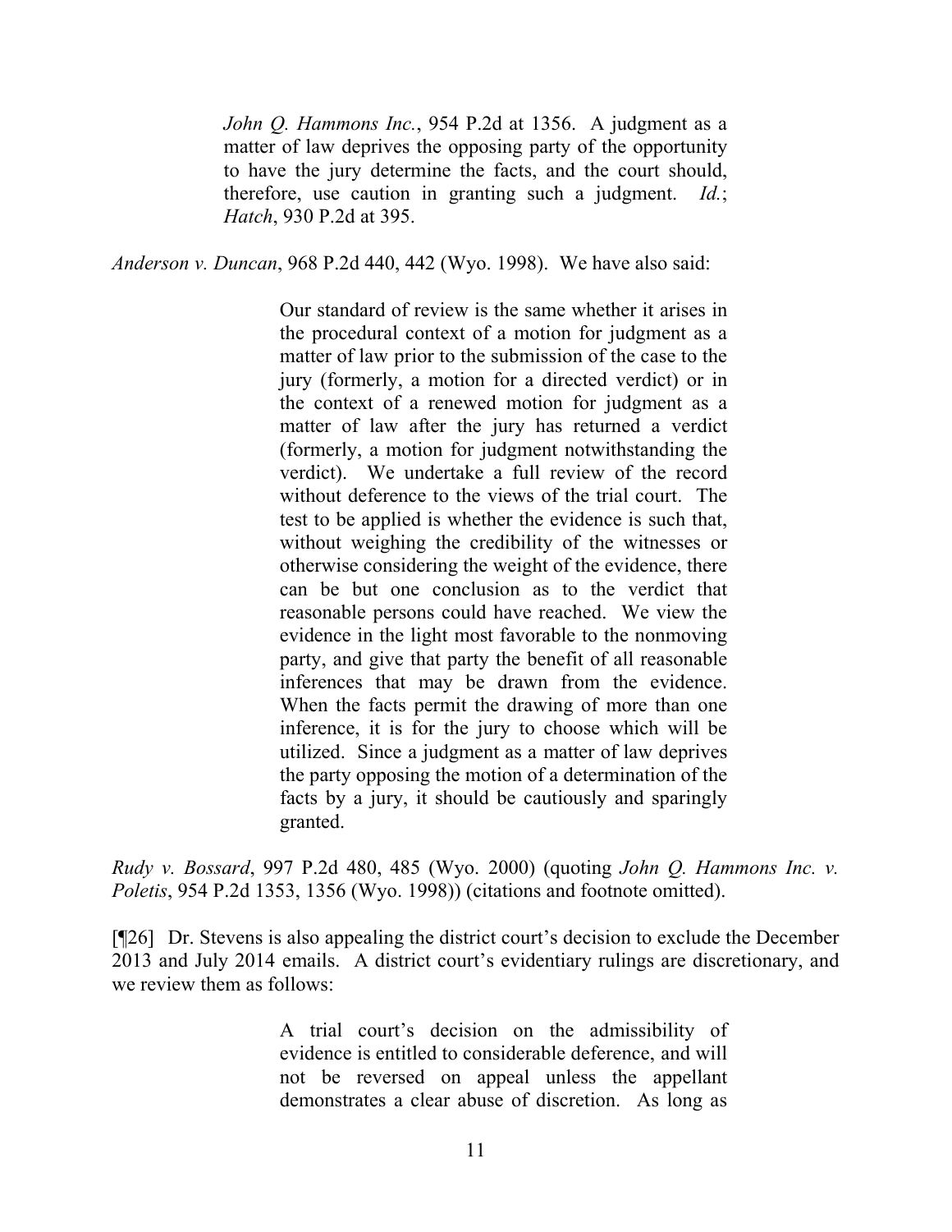> *John Q. Hammons Inc.*, 954 P.2d at 1356. A judgment as a matter of law deprives the opposing party of the opportunity to have the jury determine the facts, and the court should, therefore, use caution in granting such a judgment. *Id.*; *Hatch*, 930 P.2d at 395.

*Anderson v. Duncan*, 968 P.2d 440, 442 (Wyo. 1998). We have also said:

> Our standard of review is the same whether it arises in the procedural context of a motion for judgment as a matter of law prior to the submission of the case to the jury (formerly, a motion for a directed verdict) or in the context of a renewed motion for judgment as a matter of law after the jury has returned a verdict (formerly, a motion for judgment notwithstanding the verdict). We undertake a full review of the record without deference to the views of the trial court. The test to be applied is whether the evidence is such that, without weighing the credibility of the witnesses or otherwise considering the weight of the evidence, there can be but one conclusion as to the verdict that reasonable persons could have reached. We view the evidence in the light most favorable to the nonmoving party, and give that party the benefit of all reasonable inferences that may be drawn from the evidence. When the facts permit the drawing of more than one inference, it is for the jury to choose which will be utilized. Since a judgment as a matter of law deprives the party opposing the motion of a determination of the facts by a jury, it should be cautiously and sparingly granted.

*Rudy v. Bossard*, 997 P.2d 480, 485 (Wyo. 2000) (quoting *John Q. Hammons Inc. v. Poletis*, 954 P.2d 1353, 1356 (Wyo. 1998)) (citations and footnote omitted).

[¶26] Dr. Stevens is also appealing the district court's decision to exclude the December 2013 and July 2014 emails. A district court's evidentiary rulings are discretionary, and we review them as follows:

> A trial court's decision on the admissibility of evidence is entitled to considerable deference, and will not be reversed on appeal unless the appellant demonstrates a clear abuse of discretion. As long as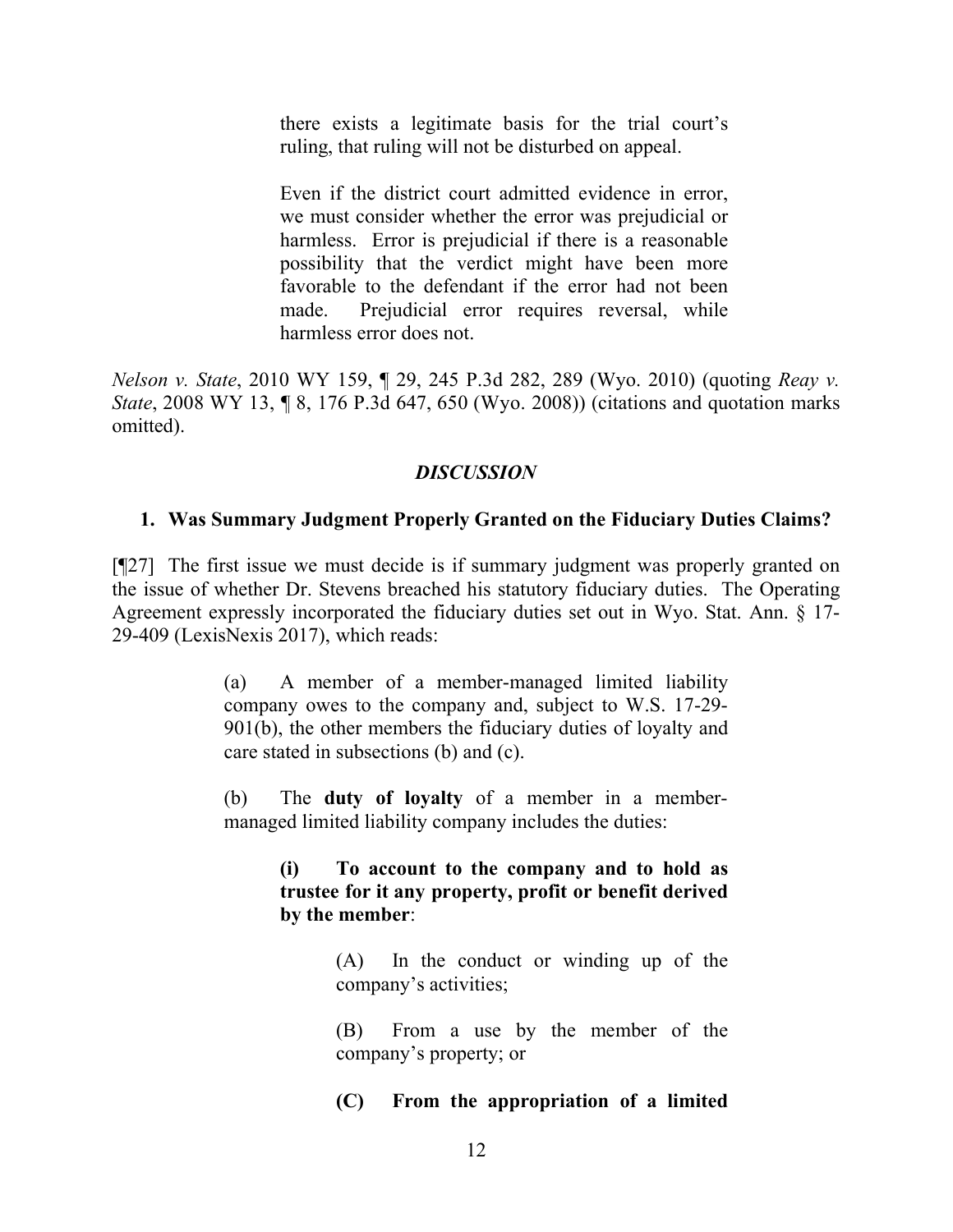> there exists a legitimate basis for the trial court's ruling, that ruling will not be disturbed on appeal.
>
> Even if the district court admitted evidence in error, we must consider whether the error was prejudicial or harmless. Error is prejudicial if there is a reasonable possibility that the verdict might have been more favorable to the defendant if the error had not been made. Prejudicial error requires reversal, while harmless error does not.

*Nelson v. State*, 2010 WY 159, ¶ 29, 245 P.3d 282, 289 (Wyo. 2010) (quoting *Reay v. State*, 2008 WY 13, ¶ 8, 176 P.3d 647, 650 (Wyo. 2008)) (citations and quotation marks omitted).

## *DISCUSSION*

### 1. Was Summary Judgment Properly Granted on the Fiduciary Duties Claims?

[¶27] The first issue we must decide is if summary judgment was properly granted on the issue of whether Dr. Stevens breached his statutory fiduciary duties. The Operating Agreement expressly incorporated the fiduciary duties set out in Wyo. Stat. Ann. § 17-29-409 (LexisNexis 2017), which reads:

> (a) A member of a member-managed limited liability company owes to the company and, subject to W.S. 17-29-901(b), the other members the fiduciary duties of loyalty and care stated in subsections (b) and (c).
>
> (b) The **duty of loyalty** of a member in a member-managed limited liability company includes the duties:
>
> > **(i) To account to the company and to hold as trustee for it any property, profit or benefit derived by the member**:
> >
> > > (A) In the conduct or winding up of the company's activities;
> > >
> > > (B) From a use by the member of the company's property; or
> > >
> > > **(C) From the appropriation of a limited**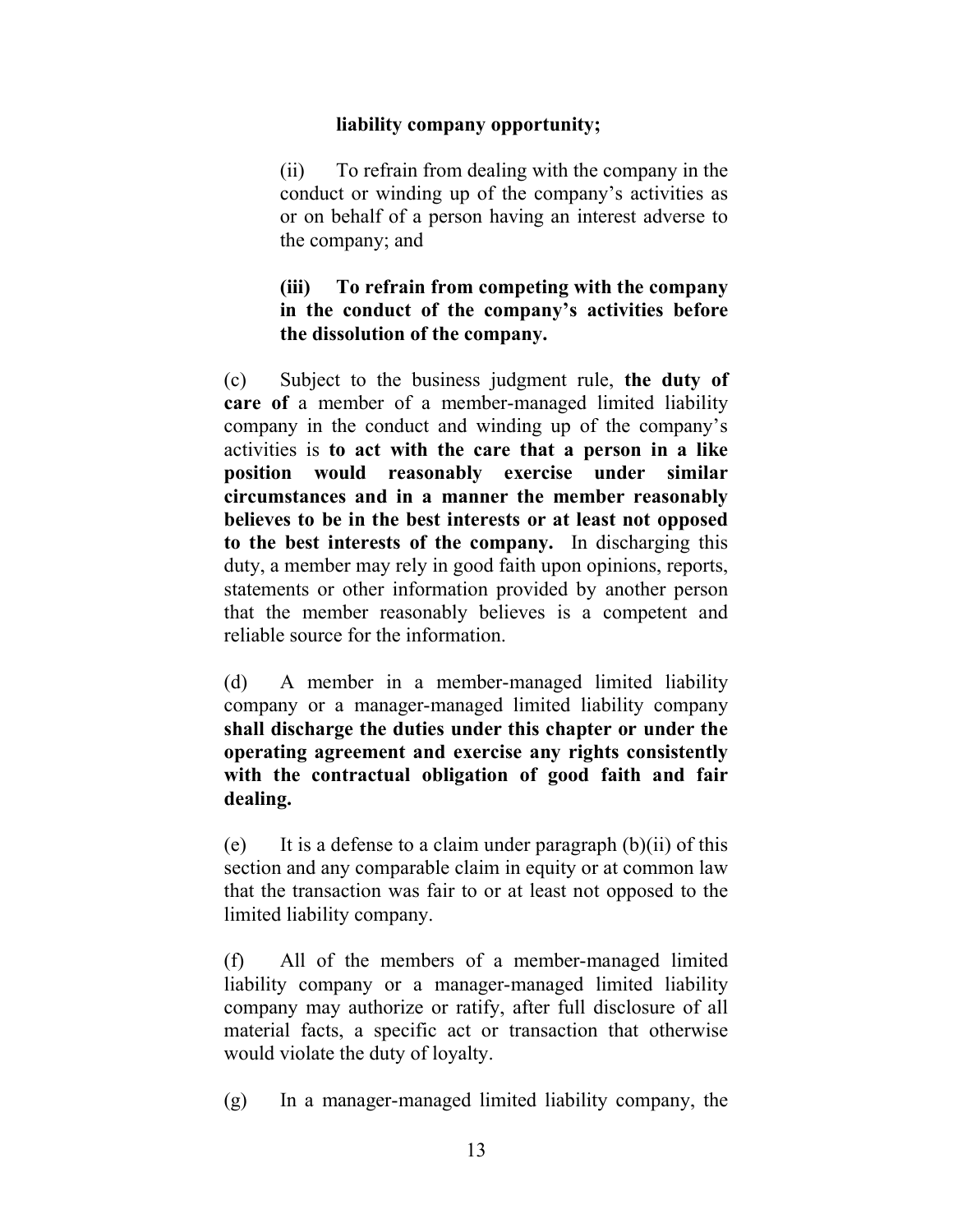**liability company opportunity;**

(ii) To refrain from dealing with the company in the conduct or winding up of the company's activities as or on behalf of a person having an interest adverse to the company; and

**(iii) To refrain from competing with the company in the conduct of the company's activities before the dissolution of the company.**

(c) Subject to the business judgment rule, **the duty of care of** a member of a member-managed limited liability company in the conduct and winding up of the company's activities is **to act with the care that a person in a like position would reasonably exercise under similar circumstances and in a manner the member reasonably believes to be in the best interests or at least not opposed to the best interests of the company.** In discharging this duty, a member may rely in good faith upon opinions, reports, statements or other information provided by another person that the member reasonably believes is a competent and reliable source for the information.

(d) A member in a member-managed limited liability company or a manager-managed limited liability company **shall discharge the duties under this chapter or under the operating agreement and exercise any rights consistently with the contractual obligation of good faith and fair dealing.**

(e) It is a defense to a claim under paragraph (b)(ii) of this section and any comparable claim in equity or at common law that the transaction was fair to or at least not opposed to the limited liability company.

(f) All of the members of a member-managed limited liability company or a manager-managed limited liability company may authorize or ratify, after full disclosure of all material facts, a specific act or transaction that otherwise would violate the duty of loyalty.

(g) In a manager-managed limited liability company, the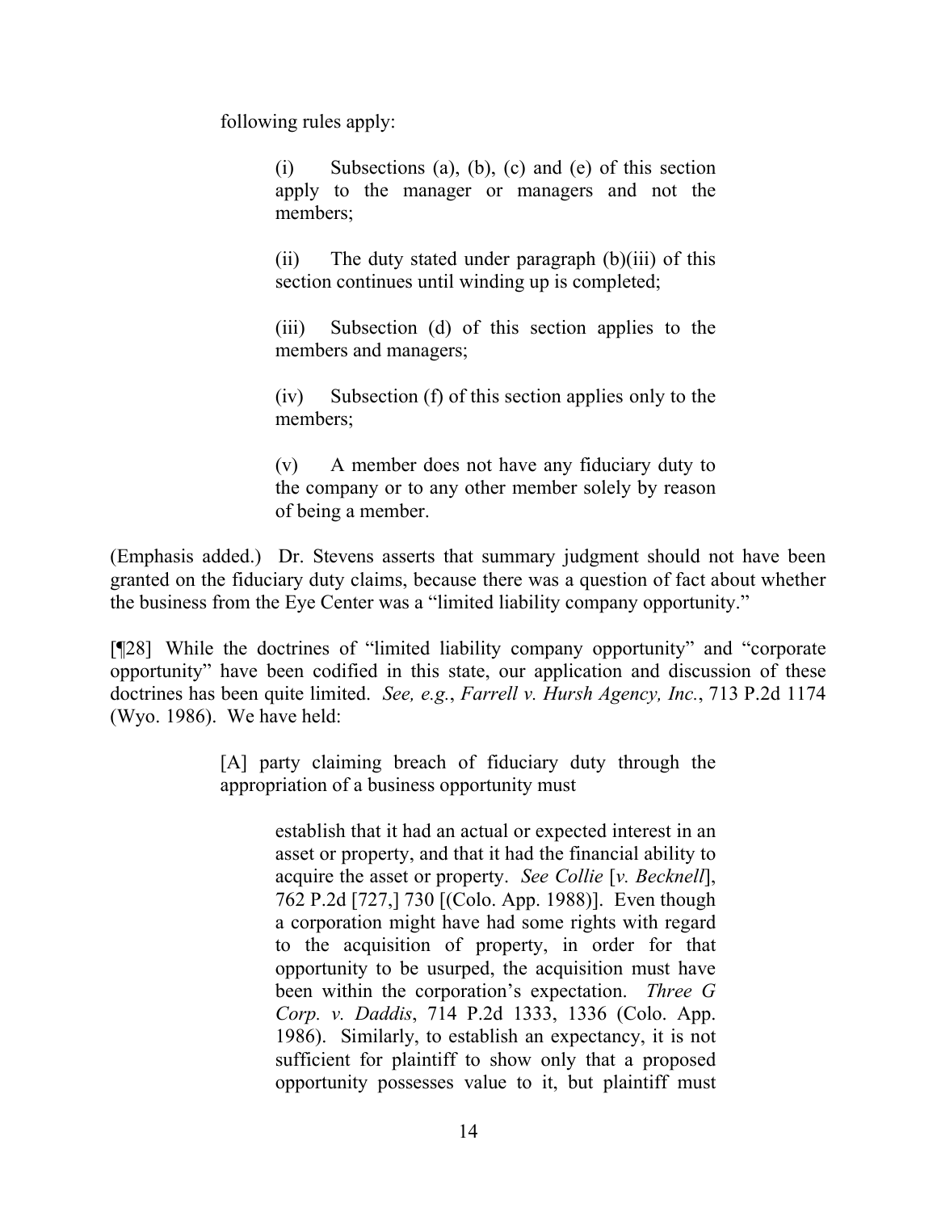following rules apply:

> (i) Subsections (a), (b), (c) and (e) of this section apply to the manager or managers and not the members;
>
> (ii) The duty stated under paragraph (b)(iii) of this section continues until winding up is completed;
>
> (iii) Subsection (d) of this section applies to the members and managers;
>
> (iv) Subsection (f) of this section applies only to the members;
>
> (v) A member does not have any fiduciary duty to the company or to any other member solely by reason of being a member.

(Emphasis added.) Dr. Stevens asserts that summary judgment should not have been granted on the fiduciary duty claims, because there was a question of fact about whether the business from the Eye Center was a "limited liability company opportunity."

[¶28] While the doctrines of "limited liability company opportunity" and "corporate opportunity" have been codified in this state, our application and discussion of these doctrines has been quite limited. *See, e.g.*, *Farrell v. Hursh Agency, Inc.*, 713 P.2d 1174 (Wyo. 1986). We have held:

> [A] party claiming breach of fiduciary duty through the appropriation of a business opportunity must
>
> > establish that it had an actual or expected interest in an asset or property, and that it had the financial ability to acquire the asset or property. *See Collie* [*v. Becknell*], 762 P.2d [727,] 730 [(Colo. App. 1988)]. Even though a corporation might have had some rights with regard to the acquisition of property, in order for that opportunity to be usurped, the acquisition must have been within the corporation's expectation. *Three G Corp. v. Daddis*, 714 P.2d 1333, 1336 (Colo. App. 1986). Similarly, to establish an expectancy, it is not sufficient for plaintiff to show only that a proposed opportunity possesses value to it, but plaintiff must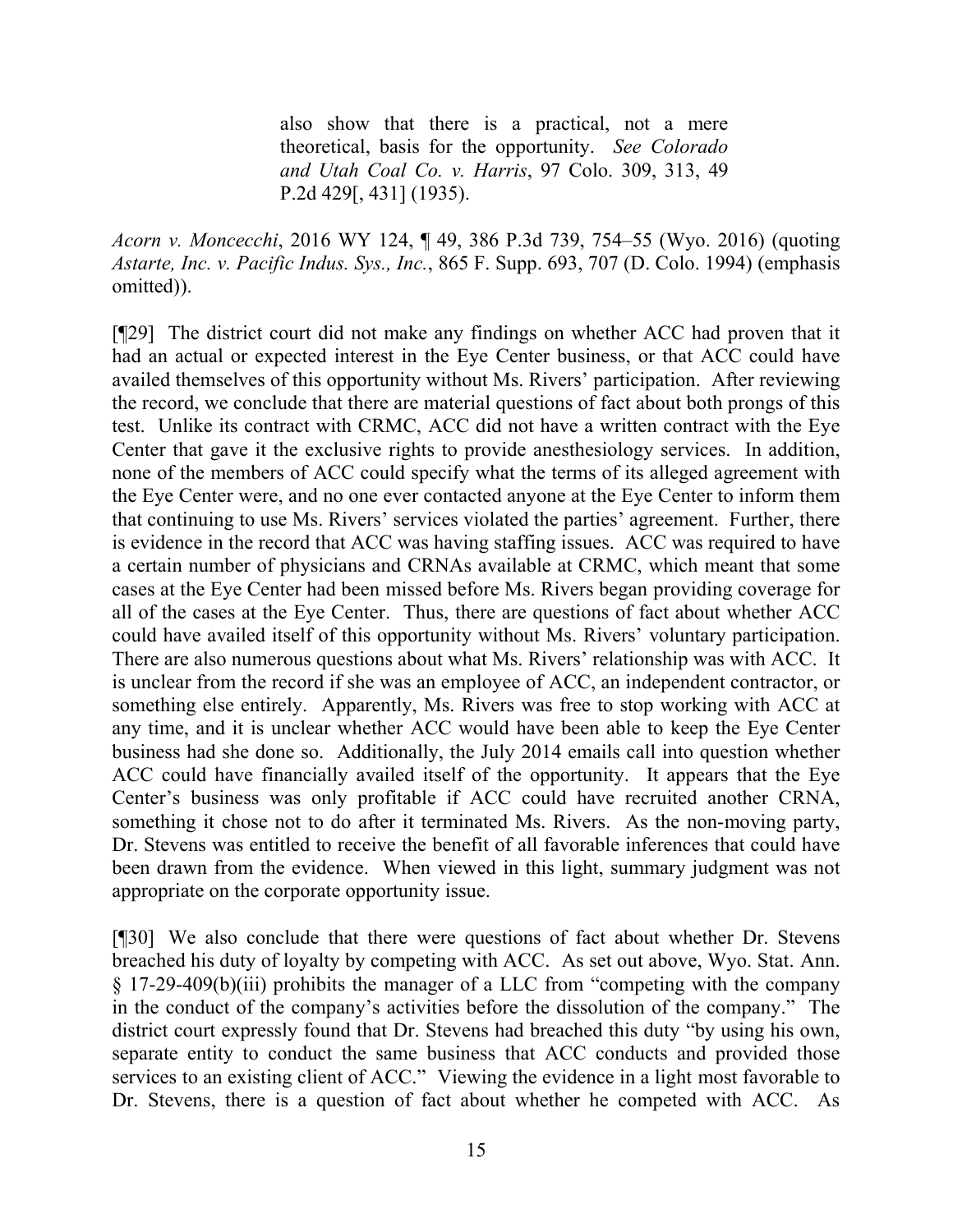> also show that there is a practical, not a mere theoretical, basis for the opportunity. *See Colorado and Utah Coal Co. v. Harris*, 97 Colo. 309, 313, 49 P.2d 429[, 431] (1935).

*Acorn v. Moncecchi*, 2016 WY 124, ¶ 49, 386 P.3d 739, 754–55 (Wyo. 2016) (quoting *Astarte, Inc. v. Pacific Indus. Sys., Inc.*, 865 F. Supp. 693, 707 (D. Colo. 1994) (emphasis omitted)).

[¶29] The district court did not make any findings on whether ACC had proven that it had an actual or expected interest in the Eye Center business, or that ACC could have availed themselves of this opportunity without Ms. Rivers' participation. After reviewing the record, we conclude that there are material questions of fact about both prongs of this test. Unlike its contract with CRMC, ACC did not have a written contract with the Eye Center that gave it the exclusive rights to provide anesthesiology services. In addition, none of the members of ACC could specify what the terms of its alleged agreement with the Eye Center were, and no one ever contacted anyone at the Eye Center to inform them that continuing to use Ms. Rivers' services violated the parties' agreement. Further, there is evidence in the record that ACC was having staffing issues. ACC was required to have a certain number of physicians and CRNAs available at CRMC, which meant that some cases at the Eye Center had been missed before Ms. Rivers began providing coverage for all of the cases at the Eye Center. Thus, there are questions of fact about whether ACC could have availed itself of this opportunity without Ms. Rivers' voluntary participation. There are also numerous questions about what Ms. Rivers' relationship was with ACC. It is unclear from the record if she was an employee of ACC, an independent contractor, or something else entirely. Apparently, Ms. Rivers was free to stop working with ACC at any time, and it is unclear whether ACC would have been able to keep the Eye Center business had she done so. Additionally, the July 2014 emails call into question whether ACC could have financially availed itself of the opportunity. It appears that the Eye Center's business was only profitable if ACC could have recruited another CRNA, something it chose not to do after it terminated Ms. Rivers. As the non-moving party, Dr. Stevens was entitled to receive the benefit of all favorable inferences that could have been drawn from the evidence. When viewed in this light, summary judgment was not appropriate on the corporate opportunity issue.

[¶30] We also conclude that there were questions of fact about whether Dr. Stevens breached his duty of loyalty by competing with ACC. As set out above, Wyo. Stat. Ann. § 17-29-409(b)(iii) prohibits the manager of a LLC from "competing with the company in the conduct of the company's activities before the dissolution of the company." The district court expressly found that Dr. Stevens had breached this duty "by using his own, separate entity to conduct the same business that ACC conducts and provided those services to an existing client of ACC." Viewing the evidence in a light most favorable to Dr. Stevens, there is a question of fact about whether he competed with ACC. As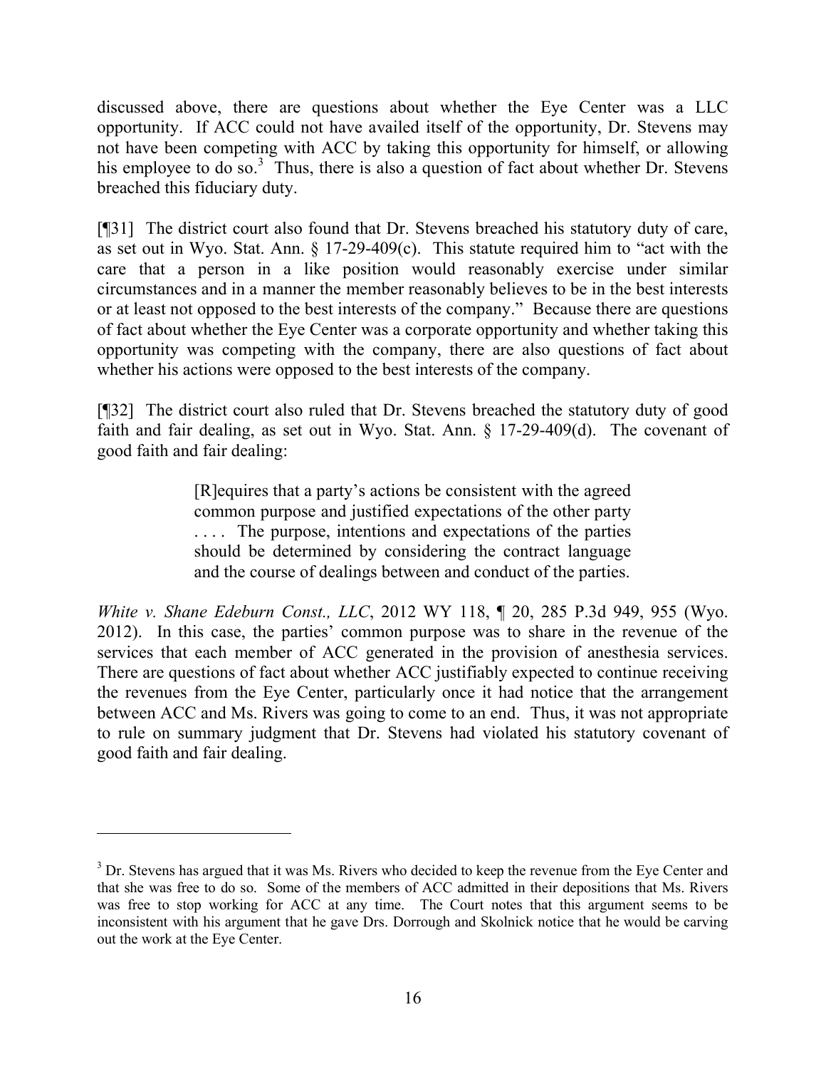discussed above, there are questions about whether the Eye Center was a LLC opportunity. If ACC could not have availed itself of the opportunity, Dr. Stevens may not have been competing with ACC by taking this opportunity for himself, or allowing his employee to do so.[3] Thus, there is also a question of fact about whether Dr. Stevens breached this fiduciary duty.

[¶31] The district court also found that Dr. Stevens breached his statutory duty of care, as set out in Wyo. Stat. Ann. § 17-29-409(c). This statute required him to "act with the care that a person in a like position would reasonably exercise under similar circumstances and in a manner the member reasonably believes to be in the best interests or at least not opposed to the best interests of the company." Because there are questions of fact about whether the Eye Center was a corporate opportunity and whether taking this opportunity was competing with the company, there are also questions of fact about whether his actions were opposed to the best interests of the company.

[¶32] The district court also ruled that Dr. Stevens breached the statutory duty of good faith and fair dealing, as set out in Wyo. Stat. Ann. § 17-29-409(d). The covenant of good faith and fair dealing:

> [R]equires that a party's actions be consistent with the agreed common purpose and justified expectations of the other party . . . . The purpose, intentions and expectations of the parties should be determined by considering the contract language and the course of dealings between and conduct of the parties.

*White v. Shane Edeburn Const., LLC*, 2012 WY 118, ¶ 20, 285 P.3d 949, 955 (Wyo. 2012). In this case, the parties' common purpose was to share in the revenue of the services that each member of ACC generated in the provision of anesthesia services. There are questions of fact about whether ACC justifiably expected to continue receiving the revenues from the Eye Center, particularly once it had notice that the arrangement between ACC and Ms. Rivers was going to come to an end. Thus, it was not appropriate to rule on summary judgment that Dr. Stevens had violated his statutory covenant of good faith and fair dealing.

---

[3] Dr. Stevens has argued that it was Ms. Rivers who decided to keep the revenue from the Eye Center and that she was free to do so. Some of the members of ACC admitted in their depositions that Ms. Rivers was free to stop working for ACC at any time. The Court notes that this argument seems to be inconsistent with his argument that he gave Drs. Dorrough and Skolnick notice that he would be carving out the work at the Eye Center.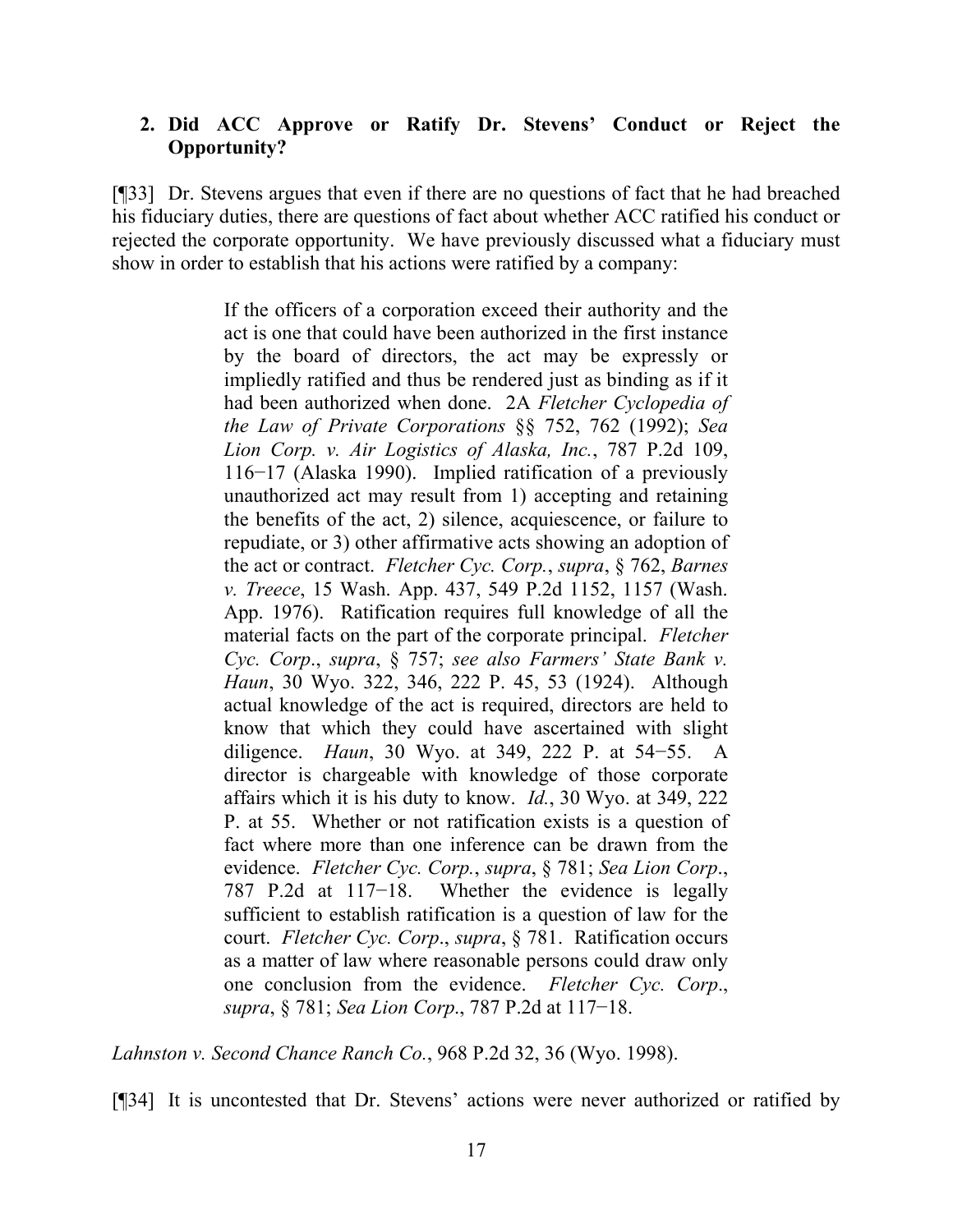### 2. Did ACC Approve or Ratify Dr. Stevens' Conduct or Reject the Opportunity?

[¶33] Dr. Stevens argues that even if there are no questions of fact that he had breached his fiduciary duties, there are questions of fact about whether ACC ratified his conduct or rejected the corporate opportunity. We have previously discussed what a fiduciary must show in order to establish that his actions were ratified by a company:

> If the officers of a corporation exceed their authority and the act is one that could have been authorized in the first instance by the board of directors, the act may be expressly or impliedly ratified and thus be rendered just as binding as if it had been authorized when done. 2A *Fletcher Cyclopedia of the Law of Private Corporations* §§ 752, 762 (1992); *Sea Lion Corp. v. Air Logistics of Alaska, Inc.*, 787 P.2d 109, 116−17 (Alaska 1990). Implied ratification of a previously unauthorized act may result from 1) accepting and retaining the benefits of the act, 2) silence, acquiescence, or failure to repudiate, or 3) other affirmative acts showing an adoption of the act or contract. *Fletcher Cyc. Corp.*, *supra*, § 762, *Barnes v. Treece*, 15 Wash. App. 437, 549 P.2d 1152, 1157 (Wash. App. 1976). Ratification requires full knowledge of all the material facts on the part of the corporate principal. *Fletcher Cyc. Corp.*, *supra*, § 757; *see also Farmers' State Bank v. Haun*, 30 Wyo. 322, 346, 222 P. 45, 53 (1924). Although actual knowledge of the act is required, directors are held to know that which they could have ascertained with slight diligence. *Haun*, 30 Wyo. at 349, 222 P. at 54−55. A director is chargeable with knowledge of those corporate affairs which it is his duty to know. *Id.*, 30 Wyo. at 349, 222 P. at 55. Whether or not ratification exists is a question of fact where more than one inference can be drawn from the evidence. *Fletcher Cyc. Corp.*, *supra*, § 781; *Sea Lion Corp.*, 787 P.2d at 117−18. Whether the evidence is legally sufficient to establish ratification is a question of law for the court. *Fletcher Cyc. Corp.*, *supra*, § 781. Ratification occurs as a matter of law where reasonable persons could draw only one conclusion from the evidence. *Fletcher Cyc. Corp.*, *supra*, § 781; *Sea Lion Corp.*, 787 P.2d at 117−18.

*Lahnston v. Second Chance Ranch Co.*, 968 P.2d 32, 36 (Wyo. 1998).

[¶34] It is uncontested that Dr. Stevens' actions were never authorized or ratified by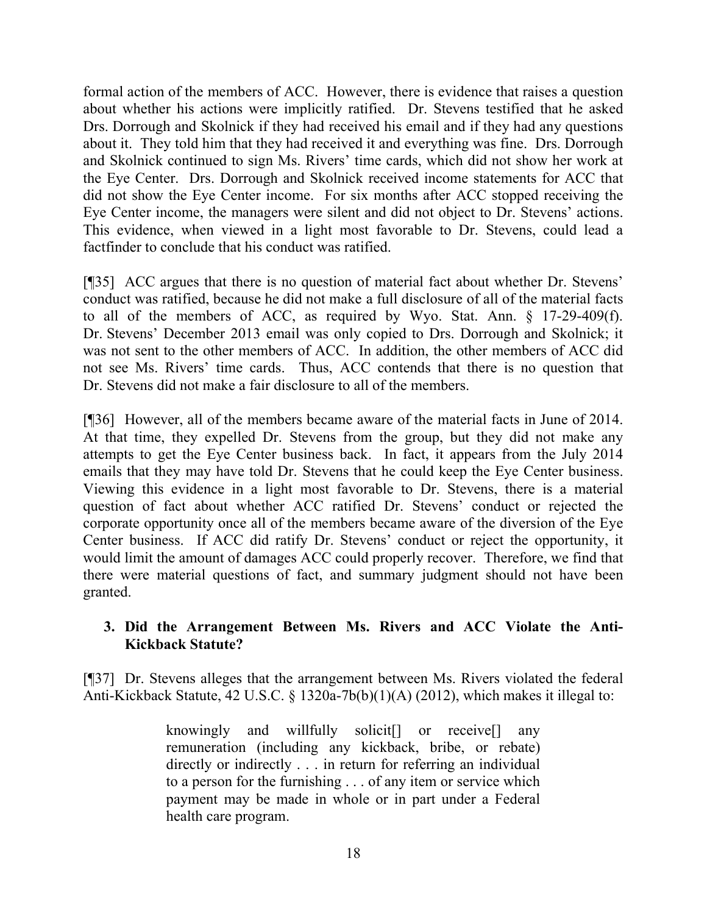formal action of the members of ACC. However, there is evidence that raises a question about whether his actions were implicitly ratified. Dr. Stevens testified that he asked Drs. Dorrough and Skolnick if they had received his email and if they had any questions about it. They told him that they had received it and everything was fine. Drs. Dorrough and Skolnick continued to sign Ms. Rivers' time cards, which did not show her work at the Eye Center. Drs. Dorrough and Skolnick received income statements for ACC that did not show the Eye Center income. For six months after ACC stopped receiving the Eye Center income, the managers were silent and did not object to Dr. Stevens' actions. This evidence, when viewed in a light most favorable to Dr. Stevens, could lead a factfinder to conclude that his conduct was ratified.

[¶35] ACC argues that there is no question of material fact about whether Dr. Stevens' conduct was ratified, because he did not make a full disclosure of all of the material facts to all of the members of ACC, as required by Wyo. Stat. Ann. § 17-29-409(f). Dr. Stevens' December 2013 email was only copied to Drs. Dorrough and Skolnick; it was not sent to the other members of ACC. In addition, the other members of ACC did not see Ms. Rivers' time cards. Thus, ACC contends that there is no question that Dr. Stevens did not make a fair disclosure to all of the members.

[¶36] However, all of the members became aware of the material facts in June of 2014. At that time, they expelled Dr. Stevens from the group, but they did not make any attempts to get the Eye Center business back. In fact, it appears from the July 2014 emails that they may have told Dr. Stevens that he could keep the Eye Center business. Viewing this evidence in a light most favorable to Dr. Stevens, there is a material question of fact about whether ACC ratified Dr. Stevens' conduct or rejected the corporate opportunity once all of the members became aware of the diversion of the Eye Center business. If ACC did ratify Dr. Stevens' conduct or reject the opportunity, it would limit the amount of damages ACC could properly recover. Therefore, we find that there were material questions of fact, and summary judgment should not have been granted.

### 3. Did the Arrangement Between Ms. Rivers and ACC Violate the Anti-Kickback Statute?

[¶37] Dr. Stevens alleges that the arrangement between Ms. Rivers violated the federal Anti-Kickback Statute, 42 U.S.C. § 1320a-7b(b)(1)(A) (2012), which makes it illegal to:

> knowingly and willfully solicit[] or receive[] any remuneration (including any kickback, bribe, or rebate) directly or indirectly . . . in return for referring an individual to a person for the furnishing . . . of any item or service which payment may be made in whole or in part under a Federal health care program.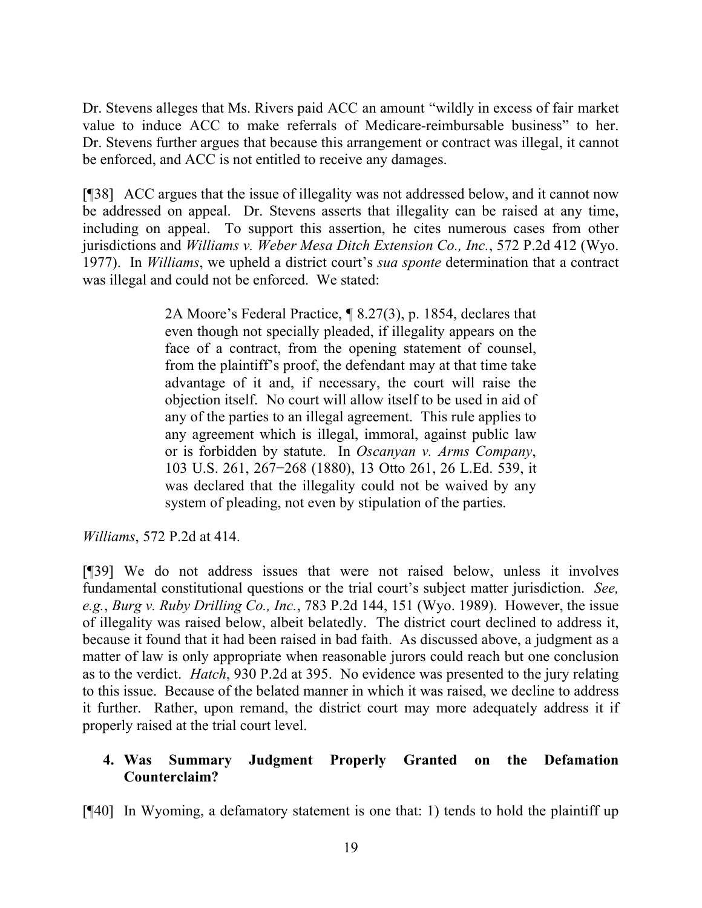Dr. Stevens alleges that Ms. Rivers paid ACC an amount "wildly in excess of fair market value to induce ACC to make referrals of Medicare-reimbursable business" to her. Dr. Stevens further argues that because this arrangement or contract was illegal, it cannot be enforced, and ACC is not entitled to receive any damages.

[¶38] ACC argues that the issue of illegality was not addressed below, and it cannot now be addressed on appeal. Dr. Stevens asserts that illegality can be raised at any time, including on appeal. To support this assertion, he cites numerous cases from other jurisdictions and *Williams v. Weber Mesa Ditch Extension Co., Inc.*, 572 P.2d 412 (Wyo. 1977). In *Williams*, we upheld a district court's *sua sponte* determination that a contract was illegal and could not be enforced. We stated:

> 2A Moore's Federal Practice, ¶ 8.27(3), p. 1854, declares that even though not specially pleaded, if illegality appears on the face of a contract, from the opening statement of counsel, from the plaintiff's proof, the defendant may at that time take advantage of it and, if necessary, the court will raise the objection itself. No court will allow itself to be used in aid of any of the parties to an illegal agreement. This rule applies to any agreement which is illegal, immoral, against public law or is forbidden by statute. In *Oscanyan v. Arms Company*, 103 U.S. 261, 267−268 (1880), 13 Otto 261, 26 L.Ed. 539, it was declared that the illegality could not be waived by any system of pleading, not even by stipulation of the parties.

*Williams*, 572 P.2d at 414.

[¶39] We do not address issues that were not raised below, unless it involves fundamental constitutional questions or the trial court's subject matter jurisdiction. *See, e.g.*, *Burg v. Ruby Drilling Co., Inc.*, 783 P.2d 144, 151 (Wyo. 1989). However, the issue of illegality was raised below, albeit belatedly. The district court declined to address it, because it found that it had been raised in bad faith. As discussed above, a judgment as a matter of law is only appropriate when reasonable jurors could reach but one conclusion as to the verdict. *Hatch*, 930 P.2d at 395. No evidence was presented to the jury relating to this issue. Because of the belated manner in which it was raised, we decline to address it further. Rather, upon remand, the district court may more adequately address it if properly raised at the trial court level.

### 4. Was Summary Judgment Properly Granted on the Defamation Counterclaim?

[¶40] In Wyoming, a defamatory statement is one that: 1) tends to hold the plaintiff up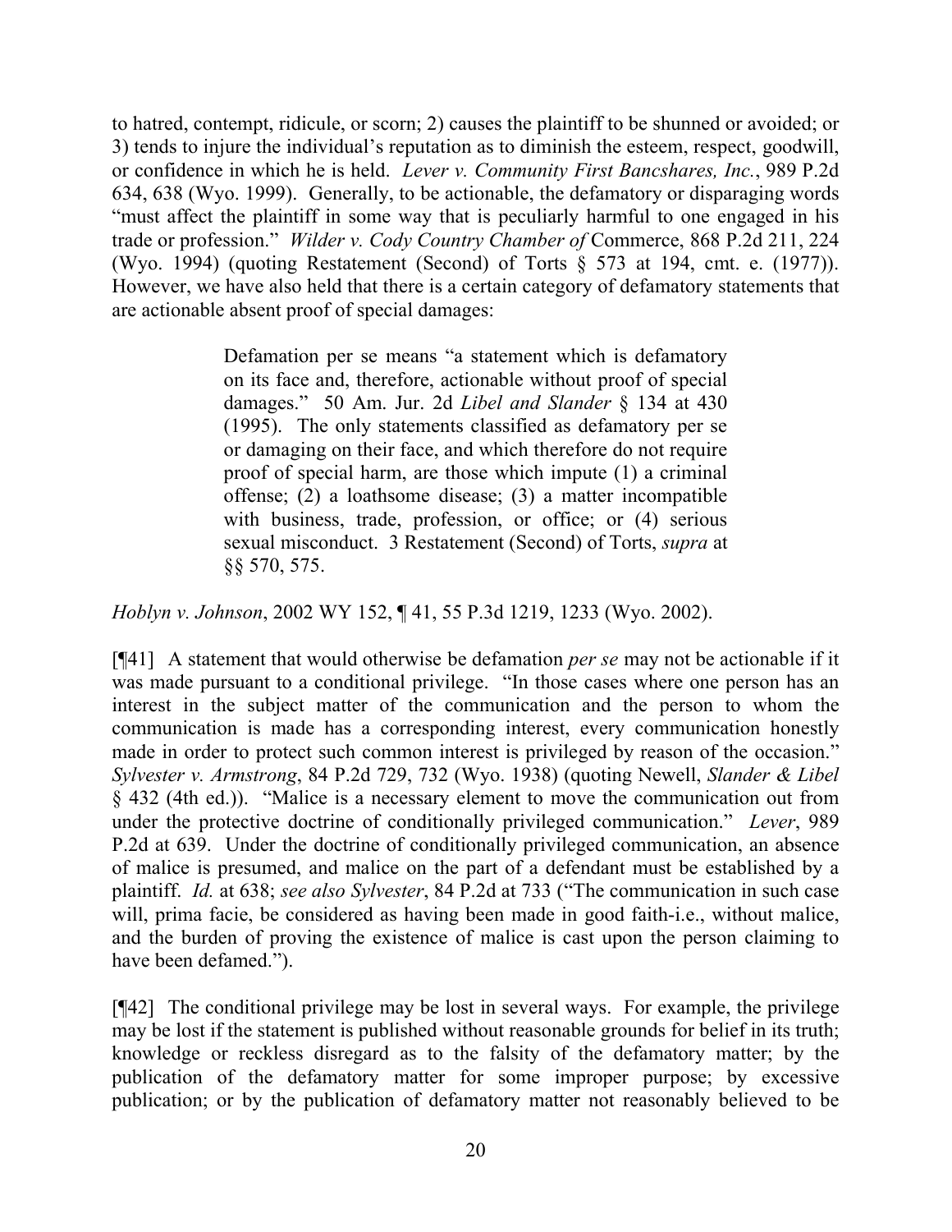to hatred, contempt, ridicule, or scorn; 2) causes the plaintiff to be shunned or avoided; or 3) tends to injure the individual's reputation as to diminish the esteem, respect, goodwill, or confidence in which he is held. *Lever v. Community First Bancshares, Inc.*, 989 P.2d 634, 638 (Wyo. 1999). Generally, to be actionable, the defamatory or disparaging words "must affect the plaintiff in some way that is peculiarly harmful to one engaged in his trade or profession." *Wilder v. Cody Country Chamber of* Commerce, 868 P.2d 211, 224 (Wyo. 1994) (quoting Restatement (Second) of Torts § 573 at 194, cmt. e. (1977)). However, we have also held that there is a certain category of defamatory statements that are actionable absent proof of special damages:

> Defamation per se means "a statement which is defamatory on its face and, therefore, actionable without proof of special damages." 50 Am. Jur. 2d *Libel and Slander* § 134 at 430 (1995). The only statements classified as defamatory per se or damaging on their face, and which therefore do not require proof of special harm, are those which impute (1) a criminal offense; (2) a loathsome disease; (3) a matter incompatible with business, trade, profession, or office; or (4) serious sexual misconduct. 3 Restatement (Second) of Torts, *supra* at §§ 570, 575.

*Hoblyn v. Johnson*, 2002 WY 152, ¶ 41, 55 P.3d 1219, 1233 (Wyo. 2002).

[¶41] A statement that would otherwise be defamation *per se* may not be actionable if it was made pursuant to a conditional privilege. "In those cases where one person has an interest in the subject matter of the communication and the person to whom the communication is made has a corresponding interest, every communication honestly made in order to protect such common interest is privileged by reason of the occasion." *Sylvester v. Armstrong*, 84 P.2d 729, 732 (Wyo. 1938) (quoting Newell, *Slander & Libel* § 432 (4th ed.)). "Malice is a necessary element to move the communication out from under the protective doctrine of conditionally privileged communication." *Lever*, 989 P.2d at 639. Under the doctrine of conditionally privileged communication, an absence of malice is presumed, and malice on the part of a defendant must be established by a plaintiff. *Id.* at 638; *see also Sylvester*, 84 P.2d at 733 ("The communication in such case will, prima facie, be considered as having been made in good faith-i.e., without malice, and the burden of proving the existence of malice is cast upon the person claiming to have been defamed.").

[¶42] The conditional privilege may be lost in several ways. For example, the privilege may be lost if the statement is published without reasonable grounds for belief in its truth; knowledge or reckless disregard as to the falsity of the defamatory matter; by the publication of the defamatory matter for some improper purpose; by excessive publication; or by the publication of defamatory matter not reasonably believed to be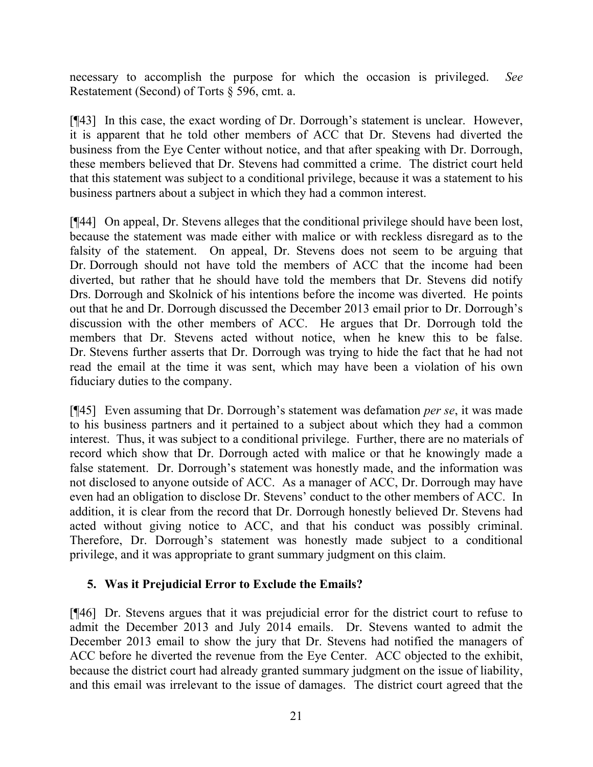necessary to accomplish the purpose for which the occasion is privileged. *See* Restatement (Second) of Torts § 596, cmt. a.

[¶43] In this case, the exact wording of Dr. Dorrough's statement is unclear. However, it is apparent that he told other members of ACC that Dr. Stevens had diverted the business from the Eye Center without notice, and that after speaking with Dr. Dorrough, these members believed that Dr. Stevens had committed a crime. The district court held that this statement was subject to a conditional privilege, because it was a statement to his business partners about a subject in which they had a common interest.

[¶44] On appeal, Dr. Stevens alleges that the conditional privilege should have been lost, because the statement was made either with malice or with reckless disregard as to the falsity of the statement. On appeal, Dr. Stevens does not seem to be arguing that Dr. Dorrough should not have told the members of ACC that the income had been diverted, but rather that he should have told the members that Dr. Stevens did notify Drs. Dorrough and Skolnick of his intentions before the income was diverted. He points out that he and Dr. Dorrough discussed the December 2013 email prior to Dr. Dorrough's discussion with the other members of ACC. He argues that Dr. Dorrough told the members that Dr. Stevens acted without notice, when he knew this to be false. Dr. Stevens further asserts that Dr. Dorrough was trying to hide the fact that he had not read the email at the time it was sent, which may have been a violation of his own fiduciary duties to the company.

[¶45] Even assuming that Dr. Dorrough's statement was defamation *per se*, it was made to his business partners and it pertained to a subject about which they had a common interest. Thus, it was subject to a conditional privilege. Further, there are no materials of record which show that Dr. Dorrough acted with malice or that he knowingly made a false statement. Dr. Dorrough's statement was honestly made, and the information was not disclosed to anyone outside of ACC. As a manager of ACC, Dr. Dorrough may have even had an obligation to disclose Dr. Stevens' conduct to the other members of ACC. In addition, it is clear from the record that Dr. Dorrough honestly believed Dr. Stevens had acted without giving notice to ACC, and that his conduct was possibly criminal. Therefore, Dr. Dorrough's statement was honestly made subject to a conditional privilege, and it was appropriate to grant summary judgment on this claim.

### 5. Was it Prejudicial Error to Exclude the Emails?

[¶46] Dr. Stevens argues that it was prejudicial error for the district court to refuse to admit the December 2013 and July 2014 emails. Dr. Stevens wanted to admit the December 2013 email to show the jury that Dr. Stevens had notified the managers of ACC before he diverted the revenue from the Eye Center. ACC objected to the exhibit, because the district court had already granted summary judgment on the issue of liability, and this email was irrelevant to the issue of damages. The district court agreed that the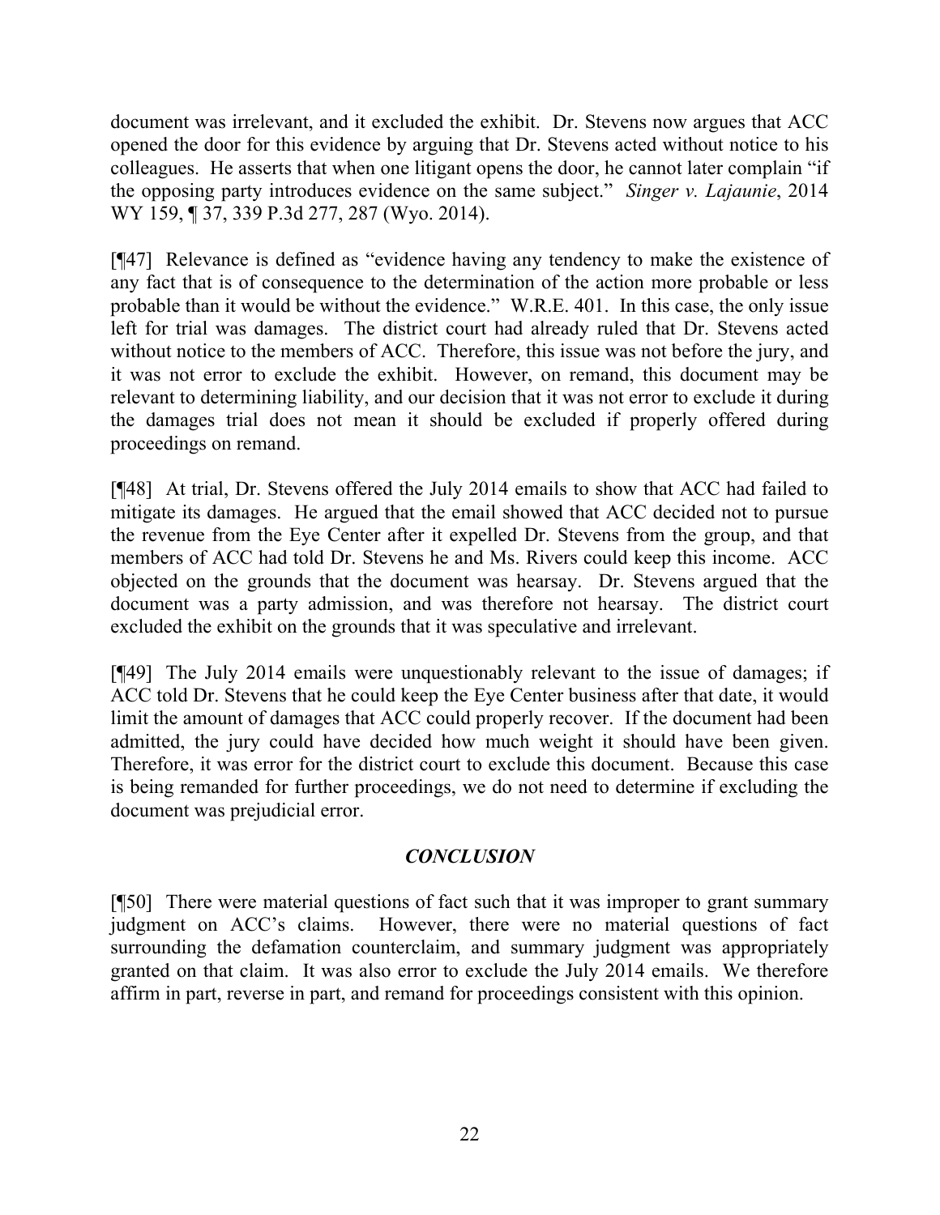document was irrelevant, and it excluded the exhibit. Dr. Stevens now argues that ACC opened the door for this evidence by arguing that Dr. Stevens acted without notice to his colleagues. He asserts that when one litigant opens the door, he cannot later complain "if the opposing party introduces evidence on the same subject." *Singer v. Lajaunie*, 2014 WY 159, ¶ 37, 339 P.3d 277, 287 (Wyo. 2014).

[¶47] Relevance is defined as "evidence having any tendency to make the existence of any fact that is of consequence to the determination of the action more probable or less probable than it would be without the evidence." W.R.E. 401. In this case, the only issue left for trial was damages. The district court had already ruled that Dr. Stevens acted without notice to the members of ACC. Therefore, this issue was not before the jury, and it was not error to exclude the exhibit. However, on remand, this document may be relevant to determining liability, and our decision that it was not error to exclude it during the damages trial does not mean it should be excluded if properly offered during proceedings on remand.

[¶48] At trial, Dr. Stevens offered the July 2014 emails to show that ACC had failed to mitigate its damages. He argued that the email showed that ACC decided not to pursue the revenue from the Eye Center after it expelled Dr. Stevens from the group, and that members of ACC had told Dr. Stevens he and Ms. Rivers could keep this income. ACC objected on the grounds that the document was hearsay. Dr. Stevens argued that the document was a party admission, and was therefore not hearsay. The district court excluded the exhibit on the grounds that it was speculative and irrelevant.

[¶49] The July 2014 emails were unquestionably relevant to the issue of damages; if ACC told Dr. Stevens that he could keep the Eye Center business after that date, it would limit the amount of damages that ACC could properly recover. If the document had been admitted, the jury could have decided how much weight it should have been given. Therefore, it was error for the district court to exclude this document. Because this case is being remanded for further proceedings, we do not need to determine if excluding the document was prejudicial error.

## *CONCLUSION*

[¶50] There were material questions of fact such that it was improper to grant summary judgment on ACC's claims. However, there were no material questions of fact surrounding the defamation counterclaim, and summary judgment was appropriately granted on that claim. It was also error to exclude the July 2014 emails. We therefore affirm in part, reverse in part, and remand for proceedings consistent with this opinion.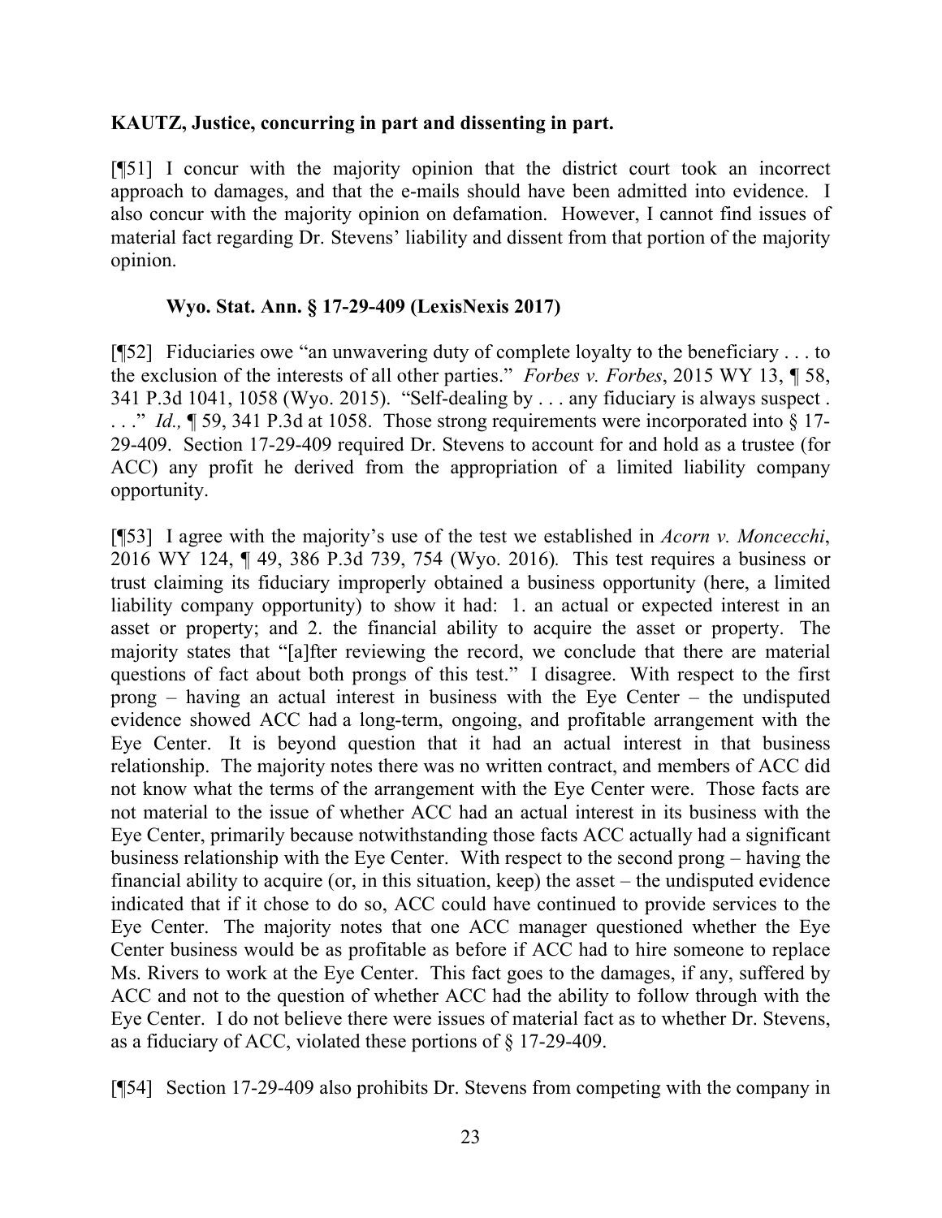**KAUTZ, Justice, concurring in part and dissenting in part.**

[¶51] I concur with the majority opinion that the district court took an incorrect approach to damages, and that the e-mails should have been admitted into evidence. I also concur with the majority opinion on defamation. However, I cannot find issues of material fact regarding Dr. Stevens' liability and dissent from that portion of the majority opinion.

**Wyo. Stat. Ann. § 17-29-409 (LexisNexis 2017)**

[¶52] Fiduciaries owe "an unwavering duty of complete loyalty to the beneficiary . . . to the exclusion of the interests of all other parties." *Forbes v. Forbes*, 2015 WY 13, ¶ 58, 341 P.3d 1041, 1058 (Wyo. 2015). "Self-dealing by . . . any fiduciary is always suspect . . . ." *Id.,* ¶ 59, 341 P.3d at 1058. Those strong requirements were incorporated into § 17-29-409. Section 17-29-409 required Dr. Stevens to account for and hold as a trustee (for ACC) any profit he derived from the appropriation of a limited liability company opportunity.

[¶53] I agree with the majority's use of the test we established in *Acorn v. Moncecchi*, 2016 WY 124, ¶ 49, 386 P.3d 739, 754 (Wyo. 2016). This test requires a business or trust claiming its fiduciary improperly obtained a business opportunity (here, a limited liability company opportunity) to show it had: 1. an actual or expected interest in an asset or property; and 2. the financial ability to acquire the asset or property. The majority states that "[a]fter reviewing the record, we conclude that there are material questions of fact about both prongs of this test." I disagree. With respect to the first prong – having an actual interest in business with the Eye Center – the undisputed evidence showed ACC had a long-term, ongoing, and profitable arrangement with the Eye Center. It is beyond question that it had an actual interest in that business relationship. The majority notes there was no written contract, and members of ACC did not know what the terms of the arrangement with the Eye Center were. Those facts are not material to the issue of whether ACC had an actual interest in its business with the Eye Center, primarily because notwithstanding those facts ACC actually had a significant business relationship with the Eye Center. With respect to the second prong – having the financial ability to acquire (or, in this situation, keep) the asset – the undisputed evidence indicated that if it chose to do so, ACC could have continued to provide services to the Eye Center. The majority notes that one ACC manager questioned whether the Eye Center business would be as profitable as before if ACC had to hire someone to replace Ms. Rivers to work at the Eye Center. This fact goes to the damages, if any, suffered by ACC and not to the question of whether ACC had the ability to follow through with the Eye Center. I do not believe there were issues of material fact as to whether Dr. Stevens, as a fiduciary of ACC, violated these portions of § 17-29-409.

[¶54] Section 17-29-409 also prohibits Dr. Stevens from competing with the company in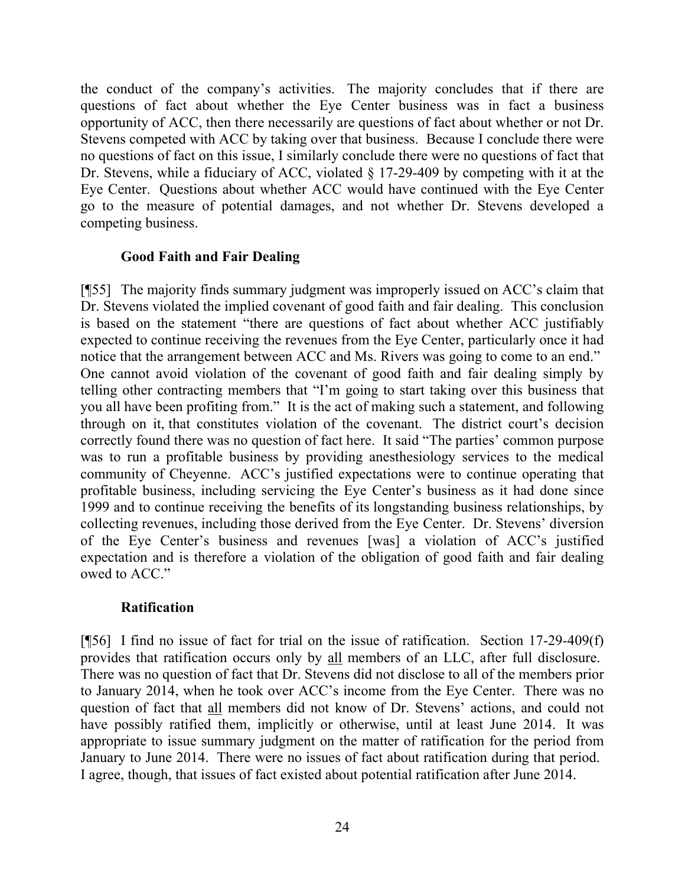the conduct of the company's activities. The majority concludes that if there are questions of fact about whether the Eye Center business was in fact a business opportunity of ACC, then there necessarily are questions of fact about whether or not Dr. Stevens competed with ACC by taking over that business. Because I conclude there were no questions of fact on this issue, I similarly conclude there were no questions of fact that Dr. Stevens, while a fiduciary of ACC, violated § 17-29-409 by competing with it at the Eye Center. Questions about whether ACC would have continued with the Eye Center go to the measure of potential damages, and not whether Dr. Stevens developed a competing business.

### Good Faith and Fair Dealing

[¶55] The majority finds summary judgment was improperly issued on ACC's claim that Dr. Stevens violated the implied covenant of good faith and fair dealing. This conclusion is based on the statement "there are questions of fact about whether ACC justifiably expected to continue receiving the revenues from the Eye Center, particularly once it had notice that the arrangement between ACC and Ms. Rivers was going to come to an end." One cannot avoid violation of the covenant of good faith and fair dealing simply by telling other contracting members that "I'm going to start taking over this business that you all have been profiting from." It is the act of making such a statement, and following through on it, that constitutes violation of the covenant. The district court's decision correctly found there was no question of fact here. It said "The parties' common purpose was to run a profitable business by providing anesthesiology services to the medical community of Cheyenne. ACC's justified expectations were to continue operating that profitable business, including servicing the Eye Center's business as it had done since 1999 and to continue receiving the benefits of its longstanding business relationships, by collecting revenues, including those derived from the Eye Center. Dr. Stevens' diversion of the Eye Center's business and revenues [was] a violation of ACC's justified expectation and is therefore a violation of the obligation of good faith and fair dealing owed to ACC."

### Ratification

[¶56] I find no issue of fact for trial on the issue of ratification. Section 17-29-409(f) provides that ratification occurs only by <u>all</u> members of an LLC, after full disclosure. There was no question of fact that Dr. Stevens did not disclose to all of the members prior to January 2014, when he took over ACC's income from the Eye Center. There was no question of fact that <u>all</u> members did not know of Dr. Stevens' actions, and could not have possibly ratified them, implicitly or otherwise, until at least June 2014. It was appropriate to issue summary judgment on the matter of ratification for the period from January to June 2014. There were no issues of fact about ratification during that period. I agree, though, that issues of fact existed about potential ratification after June 2014.